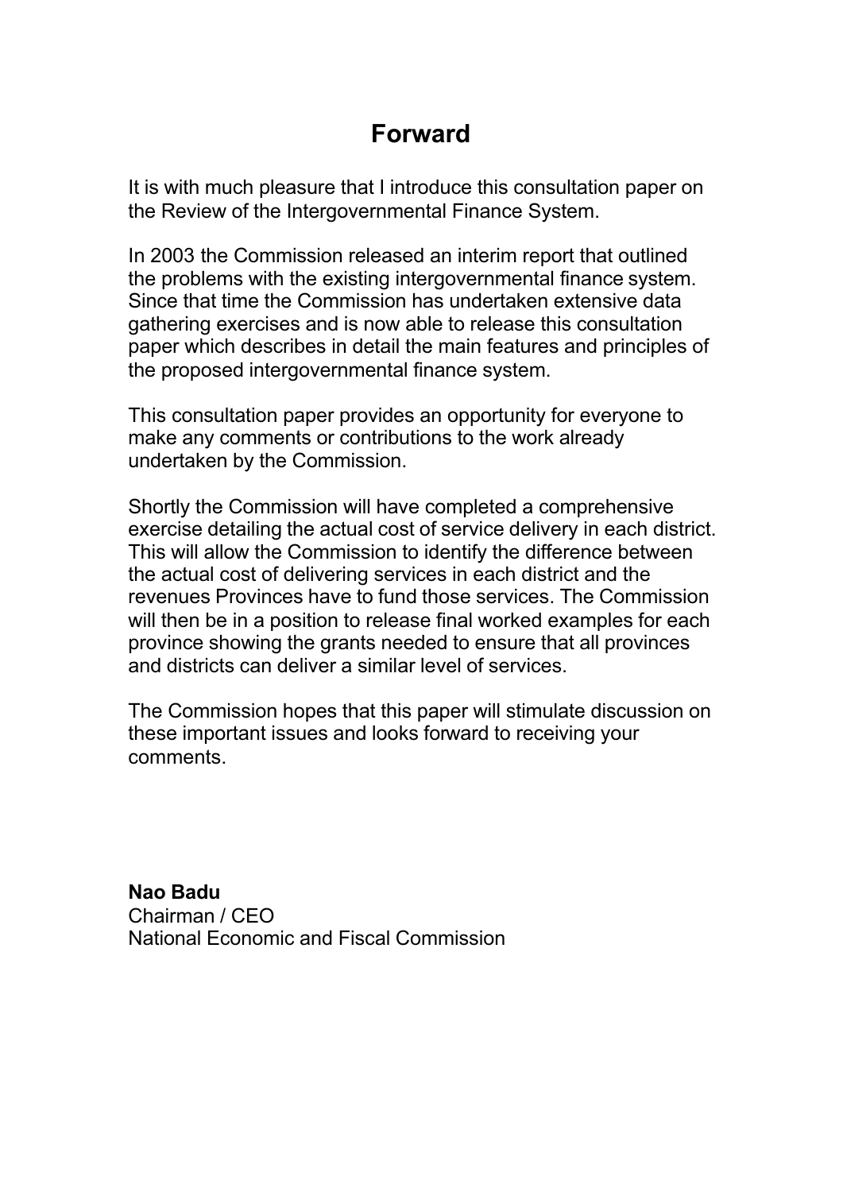# Forward

It is with much pleasure that I introduce this consultation paper on the Review of the Intergovernmental Finance System.

In 2003 the Commission released an interim report that outlined the problems with the existing intergovernmental finance system. Since that time the Commission has undertaken extensive data gathering exercises and is now able to release this consultation paper which describes in detail the main features and principles of the proposed intergovernmental finance system.

This consultation paper provides an opportunity for everyone to make any comments or contributions to the work already undertaken by the Commission.

Shortly the Commission will have completed a comprehensive exercise detailing the actual cost of service delivery in each district. This will allow the Commission to identify the difference between the actual cost of delivering services in each district and the revenues Provinces have to fund those services. The Commission will then be in a position to release final worked examples for each province showing the grants needed to ensure that all provinces and districts can deliver a similar level of services.

The Commission hopes that this paper will stimulate discussion on these important issues and looks forward to receiving your comments.

**Nao Badu**
Chairman / CEO
National Economic and Fiscal Commission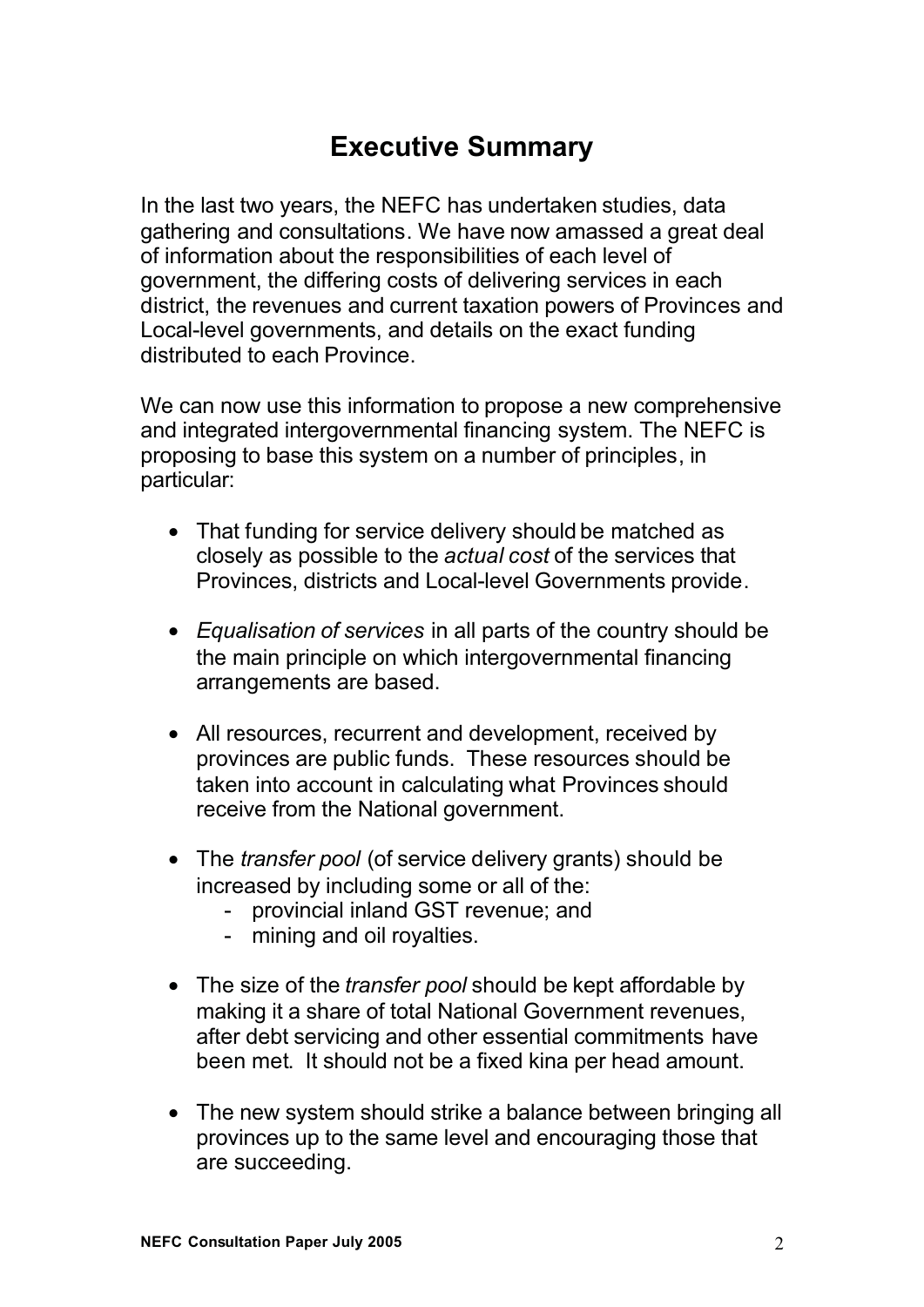# Executive Summary

In the last two years, the NEFC has undertaken studies, data gathering and consultations. We have now amassed a great deal of information about the responsibilities of each level of government, the differing costs of delivering services in each district, the revenues and current taxation powers of Provinces and Local-level governments, and details on the exact funding distributed to each Province.

We can now use this information to propose a new comprehensive and integrated intergovernmental financing system. The NEFC is proposing to base this system on a number of principles, in particular:

- That funding for service delivery should be matched as closely as possible to the *actual cost* of the services that Provinces, districts and Local-level Governments provide.
- *Equalisation of services* in all parts of the country should be the main principle on which intergovernmental financing arrangements are based.
- All resources, recurrent and development, received by provinces are public funds. These resources should be taken into account in calculating what Provinces should receive from the National government.
- The *transfer pool* (of service delivery grants) should be increased by including some or all of the:
  - provincial inland GST revenue; and
  - mining and oil royalties.
- The size of the *transfer pool* should be kept affordable by making it a share of total National Government revenues, after debt servicing and other essential commitments have been met. It should not be a fixed kina per head amount.
- The new system should strike a balance between bringing all provinces up to the same level and encouraging those that are succeeding.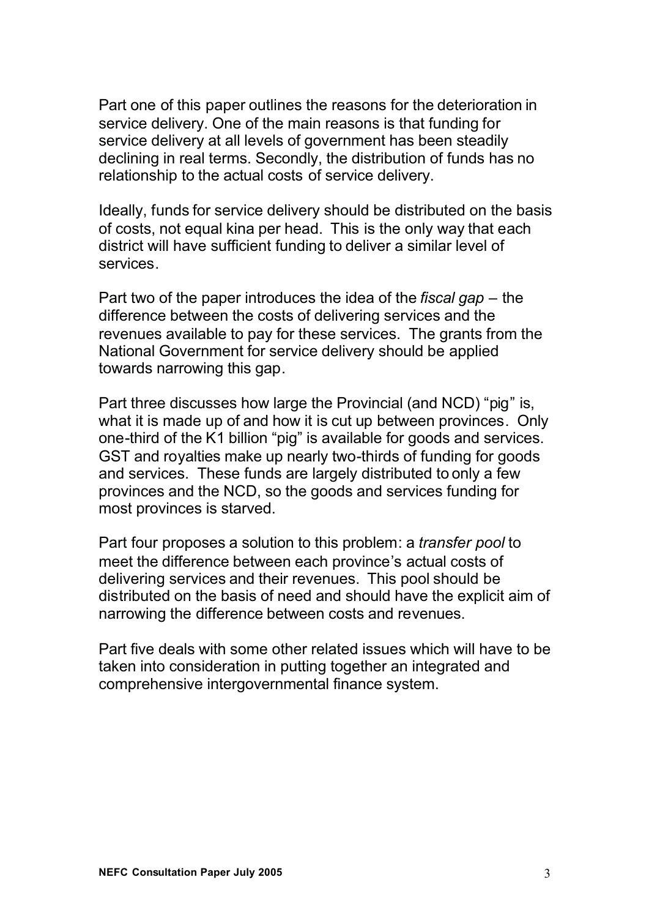Part one of this paper outlines the reasons for the deterioration in service delivery. One of the main reasons is that funding for service delivery at all levels of government has been steadily declining in real terms. Secondly, the distribution of funds has no relationship to the actual costs of service delivery.

Ideally, funds for service delivery should be distributed on the basis of costs, not equal kina per head. This is the only way that each district will have sufficient funding to deliver a similar level of services.

Part two of the paper introduces the idea of the *fiscal gap* – the difference between the costs of delivering services and the revenues available to pay for these services. The grants from the National Government for service delivery should be applied towards narrowing this gap.

Part three discusses how large the Provincial (and NCD) "pig" is, what it is made up of and how it is cut up between provinces. Only one-third of the K1 billion "pig" is available for goods and services. GST and royalties make up nearly two-thirds of funding for goods and services. These funds are largely distributed to only a few provinces and the NCD, so the goods and services funding for most provinces is starved.

Part four proposes a solution to this problem: a *transfer pool* to meet the difference between each province's actual costs of delivering services and their revenues. This pool should be distributed on the basis of need and should have the explicit aim of narrowing the difference between costs and revenues.

Part five deals with some other related issues which will have to be taken into consideration in putting together an integrated and comprehensive intergovernmental finance system.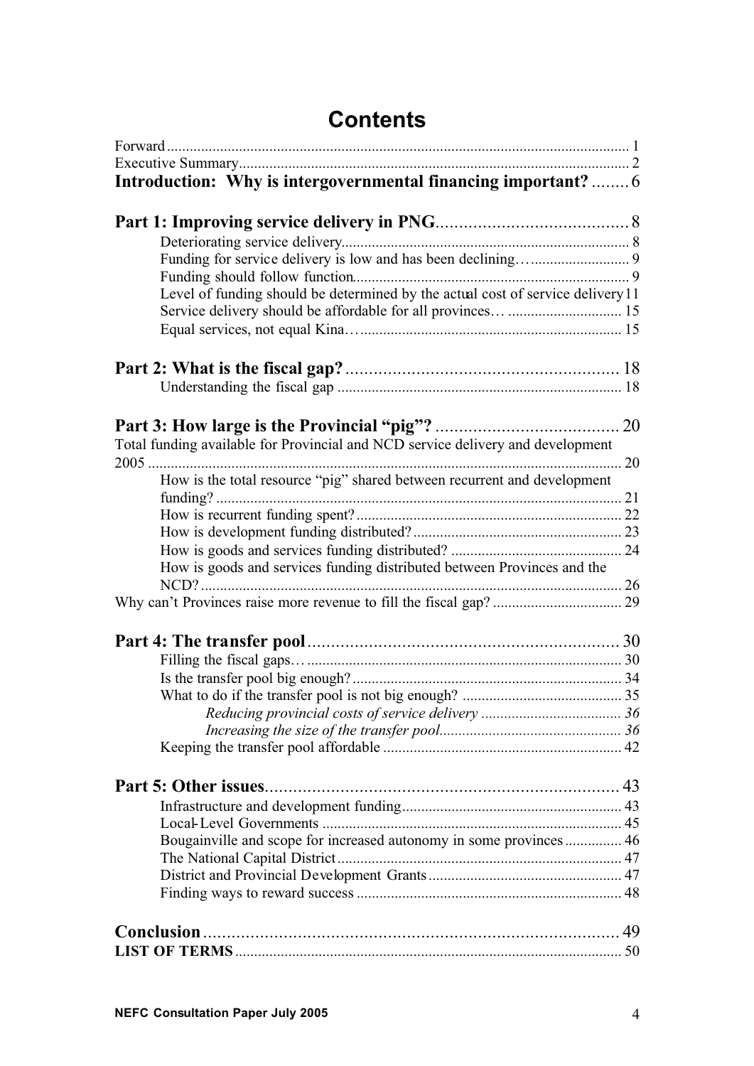# Contents

Forward ........................................................................................................................ 1
Executive Summary...................................................................................................... 2
**Introduction: Why is intergovernmental financing important?** ........ 6

**Part 1: Improving service delivery in PNG**......................................... 8
- Deteriorating service delivery........................................................................... 8
- Funding for service delivery is low and has been declining…........................ 9
- Funding should follow function....................................................................... 9
- Level of funding should be determined by the actual cost of service delivery 11
- Service delivery should be affordable for all provinces… .............................. 15
- Equal services, not equal Kina…................................................................... 15

**Part 2: What is the fiscal gap?**......................................................... 18
- Understanding the fiscal gap .......................................................................... 18

**Part 3: How large is the Provincial "pig"?** ....................................... 20

Total funding available for Provincial and NCD service delivery and development 2005 ............................................................................................................................ 20
- How is the total resource "pig" shared between recurrent and development funding? ......................................................................................................... 21
- How is recurrent funding spent? ..................................................................... 22
- How is development funding distributed? ...................................................... 23
- How is goods and services funding distributed? ............................................ 24
- How is goods and services funding distributed between Provinces and the NCD? .............................................................................................................. 26

Why can't Provinces raise more revenue to fill the fiscal gap? ................................. 29

**Part 4: The transfer pool**................................................................... 30
- Filling the fiscal gaps… .................................................................................. 30
- Is the transfer pool big enough? ...................................................................... 34
- What to do if the transfer pool is not big enough? ......................................... 35
  - *Reducing provincial costs of service delivery* ..................................... 36
  - *Increasing the size of the transfer pool*................................................ 36
- Keeping the transfer pool affordable .............................................................. 42

**Part 5: Other issues**........................................................................... 43
- Infrastructure and development funding......................................................... 43
- Local-Level Governments .............................................................................. 45
- Bougainville and scope for increased autonomy in some provinces ............... 46
- The National Capital District .......................................................................... 47
- District and Provincial Development Grants .................................................. 47
- Finding ways to reward success ..................................................................... 48

**Conclusion**.......................................................................................... 49

**LIST OF TERMS** ..................................................................................................... 50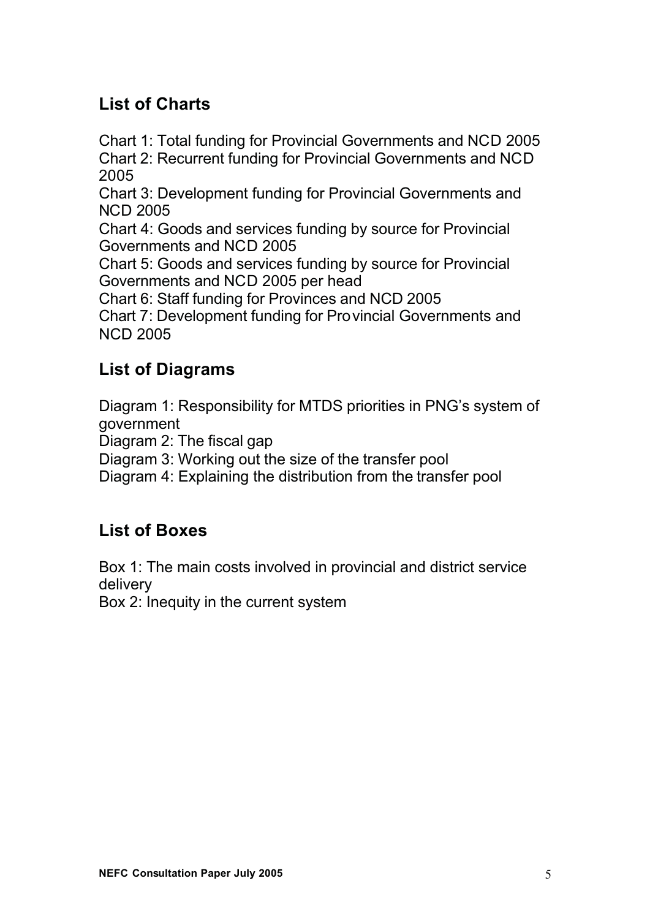## List of Charts

Chart 1: Total funding for Provincial Governments and NCD 2005
Chart 2: Recurrent funding for Provincial Governments and NCD 2005
Chart 3: Development funding for Provincial Governments and NCD 2005
Chart 4: Goods and services funding by source for Provincial Governments and NCD 2005
Chart 5: Goods and services funding by source for Provincial Governments and NCD 2005 per head
Chart 6: Staff funding for Provinces and NCD 2005
Chart 7: Development funding for Provincial Governments and NCD 2005

## List of Diagrams

Diagram 1: Responsibility for MTDS priorities in PNG's system of government
Diagram 2: The fiscal gap
Diagram 3: Working out the size of the transfer pool
Diagram 4: Explaining the distribution from the transfer pool

## List of Boxes

Box 1: The main costs involved in provincial and district service delivery
Box 2: Inequity in the current system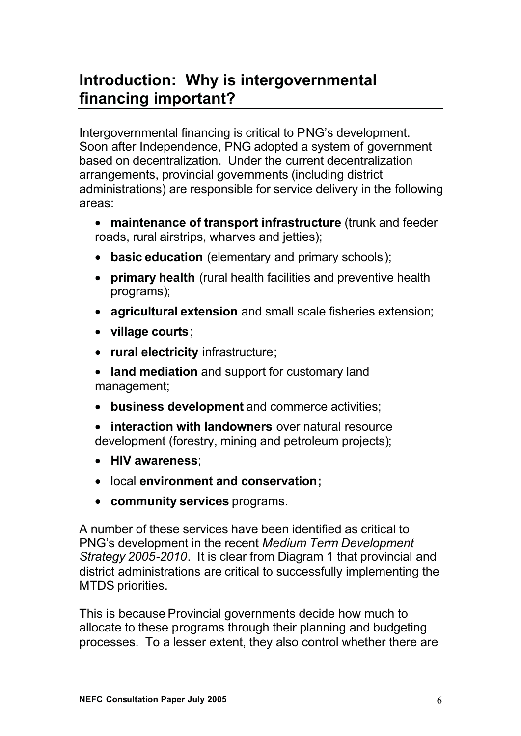# Introduction: Why is intergovernmental financing important?

Intergovernmental financing is critical to PNG's development. Soon after Independence, PNG adopted a system of government based on decentralization. Under the current decentralization arrangements, provincial governments (including district administrations) are responsible for service delivery in the following areas:

- **maintenance of transport infrastructure** (trunk and feeder roads, rural airstrips, wharves and jetties);
- **basic education** (elementary and primary schools);
- **primary health** (rural health facilities and preventive health programs);
- **agricultural extension** and small scale fisheries extension;
- **village courts**;
- **rural electricity** infrastructure;
- **land mediation** and support for customary land management;
- **business development** and commerce activities;
- **interaction with landowners** over natural resource development (forestry, mining and petroleum projects);
- **HIV awareness**;
- local **environment and conservation;**
- **community services** programs.

A number of these services have been identified as critical to PNG's development in the recent *Medium Term Development Strategy 2005-2010*. It is clear from Diagram 1 that provincial and district administrations are critical to successfully implementing the MTDS priorities.

This is because Provincial governments decide how much to allocate to these programs through their planning and budgeting processes. To a lesser extent, they also control whether there are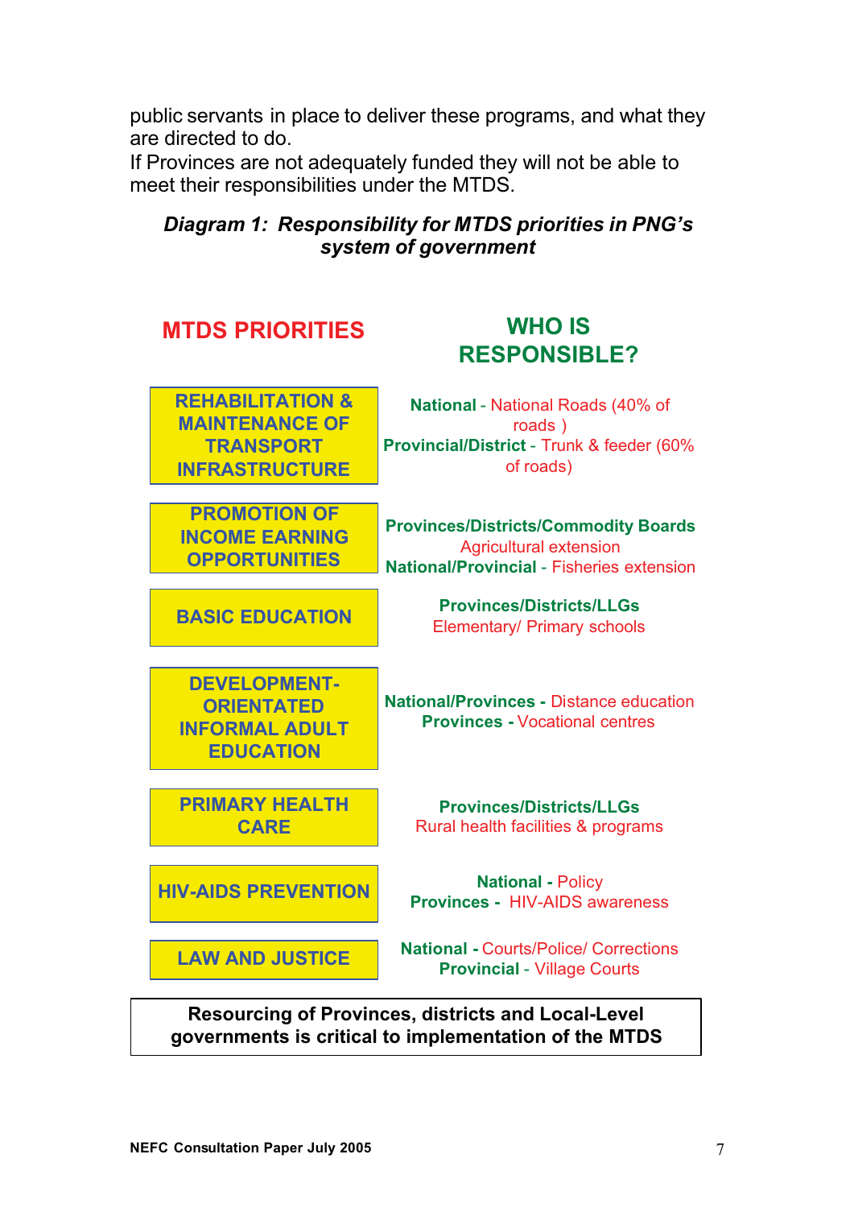public servants in place to deliver these programs, and what they are directed to do.

If Provinces are not adequately funded they will not be able to meet their responsibilities under the MTDS.

***Diagram 1: Responsibility for MTDS priorities in PNG's system of government***

| MTDS PRIORITIES | WHO IS RESPONSIBLE? |
|---|---|
| REHABILITATION & MAINTENANCE OF TRANSPORT INFRASTRUCTURE | **National** - National Roads (40% of roads )<br>**Provincial/District** - Trunk & feeder (60% of roads) |
| PROMOTION OF INCOME EARNING OPPORTUNITIES | **Provinces/Districts/Commodity Boards** Agricultural extension<br>**National/Provincial** - Fisheries extension |
| BASIC EDUCATION | **Provinces/Districts/LLGs** Elementary/ Primary schools |
| DEVELOPMENT-ORIENTATED INFORMAL ADULT EDUCATION | **National/Provinces -** Distance education<br>**Provinces -** Vocational centres |
| PRIMARY HEALTH CARE | **Provinces/Districts/LLGs** Rural health facilities & programs |
| HIV-AIDS PREVENTION | **National -** Policy<br>**Provinces -** HIV-AIDS awareness |
| LAW AND JUSTICE | **National -** Courts/Police/ Corrections<br>**Provincial** - Village Courts |

**Resourcing of Provinces, districts and Local-Level governments is critical to implementation of the MTDS**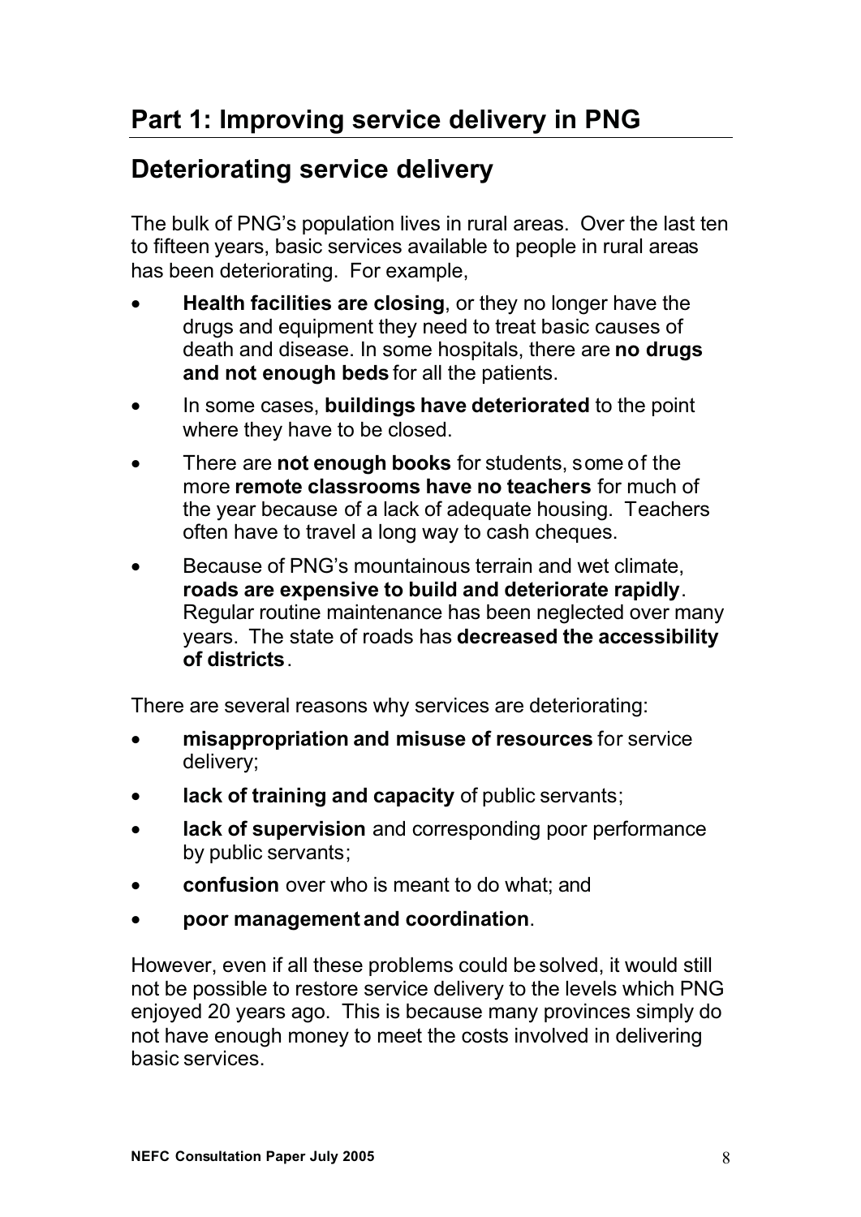# Part 1: Improving service delivery in PNG

## Deteriorating service delivery

The bulk of PNG's population lives in rural areas. Over the last ten to fifteen years, basic services available to people in rural areas has been deteriorating. For example,

- **Health facilities are closing**, or they no longer have the drugs and equipment they need to treat basic causes of death and disease. In some hospitals, there are **no drugs and not enough beds** for all the patients.
- In some cases, **buildings have deteriorated** to the point where they have to be closed.
- There are **not enough books** for students, some of the more **remote classrooms have no teachers** for much of the year because of a lack of adequate housing. Teachers often have to travel a long way to cash cheques.
- Because of PNG's mountainous terrain and wet climate, **roads are expensive to build and deteriorate rapidly**. Regular routine maintenance has been neglected over many years. The state of roads has **decreased the accessibility of districts**.

There are several reasons why services are deteriorating:

- **misappropriation and misuse of resources** for service delivery;
- **lack of training and capacity** of public servants;
- **lack of supervision** and corresponding poor performance by public servants;
- **confusion** over who is meant to do what; and
- **poor management and coordination**.

However, even if all these problems could be solved, it would still not be possible to restore service delivery to the levels which PNG enjoyed 20 years ago. This is because many provinces simply do not have enough money to meet the costs involved in delivering basic services.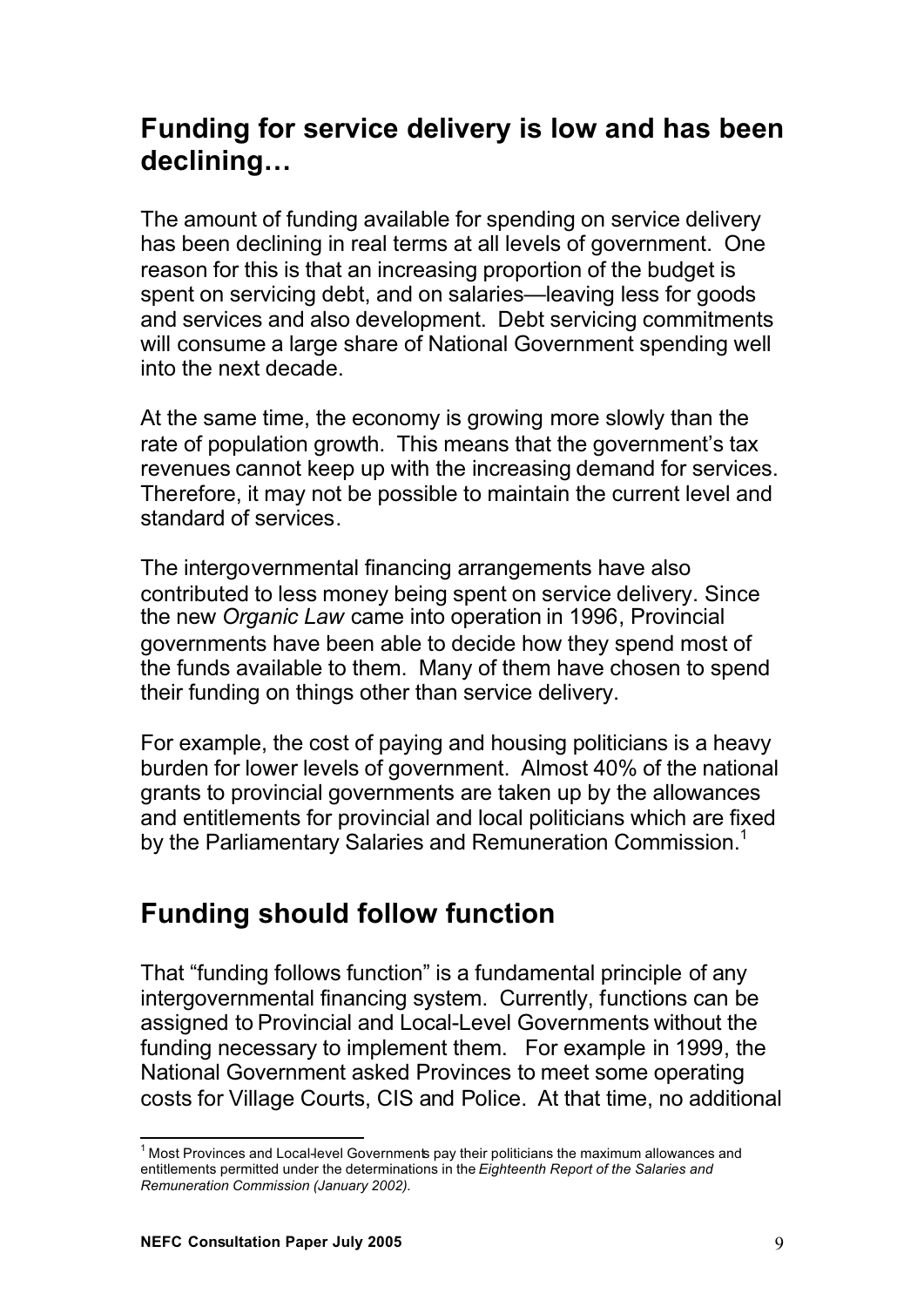## Funding for service delivery is low and has been declining…

The amount of funding available for spending on service delivery has been declining in real terms at all levels of government. One reason for this is that an increasing proportion of the budget is spent on servicing debt, and on salaries—leaving less for goods and services and also development. Debt servicing commitments will consume a large share of National Government spending well into the next decade.

At the same time, the economy is growing more slowly than the rate of population growth. This means that the government's tax revenues cannot keep up with the increasing demand for services. Therefore, it may not be possible to maintain the current level and standard of services.

The intergovernmental financing arrangements have also contributed to less money being spent on service delivery. Since the new *Organic Law* came into operation in 1996, Provincial governments have been able to decide how they spend most of the funds available to them. Many of them have chosen to spend their funding on things other than service delivery.

For example, the cost of paying and housing politicians is a heavy burden for lower levels of government. Almost 40% of the national grants to provincial governments are taken up by the allowances and entitlements for provincial and local politicians which are fixed by the Parliamentary Salaries and Remuneration Commission.[1]

## Funding should follow function

That "funding follows function" is a fundamental principle of any intergovernmental financing system. Currently, functions can be assigned to Provincial and Local-Level Governments without the funding necessary to implement them. For example in 1999, the National Government asked Provinces to meet some operating costs for Village Courts, CIS and Police. At that time, no additional

[1] Most Provinces and Local-level Governments pay their politicians the maximum allowances and entitlements permitted under the determinations in the *Eighteenth Report of the Salaries and Remuneration Commission (January 2002).*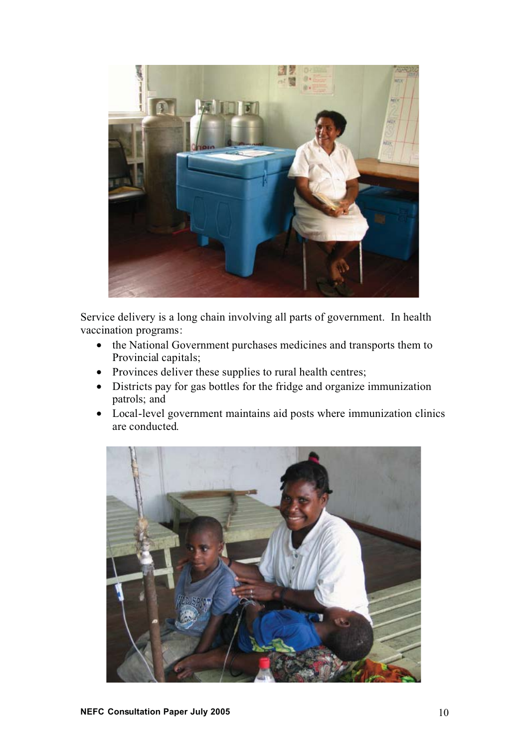Service delivery is a long chain involving all parts of government. In health vaccination programs:

- the National Government purchases medicines and transports them to Provincial capitals;
- Provinces deliver these supplies to rural health centres;
- Districts pay for gas bottles for the fridge and organize immunization patrols; and
- Local-level government maintains aid posts where immunization clinics are conducted.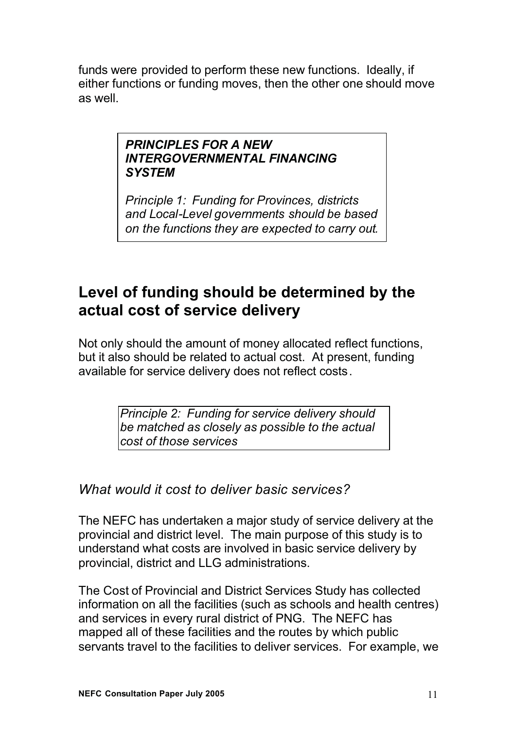funds were provided to perform these new functions. Ideally, if either functions or funding moves, then the other one should move as well.

> ***PRINCIPLES FOR A NEW INTERGOVERNMENTAL FINANCING SYSTEM***
>
> *Principle 1: Funding for Provinces, districts and Local-Level governments should be based on the functions they are expected to carry out.*

## Level of funding should be determined by the actual cost of service delivery

Not only should the amount of money allocated reflect functions, but it also should be related to actual cost. At present, funding available for service delivery does not reflect costs.

> *Principle 2: Funding for service delivery should be matched as closely as possible to the actual cost of those services*

### *What would it cost to deliver basic services?*

The NEFC has undertaken a major study of service delivery at the provincial and district level. The main purpose of this study is to understand what costs are involved in basic service delivery by provincial, district and LLG administrations.

The Cost of Provincial and District Services Study has collected information on all the facilities (such as schools and health centres) and services in every rural district of PNG. The NEFC has mapped all of these facilities and the routes by which public servants travel to the facilities to deliver services. For example, we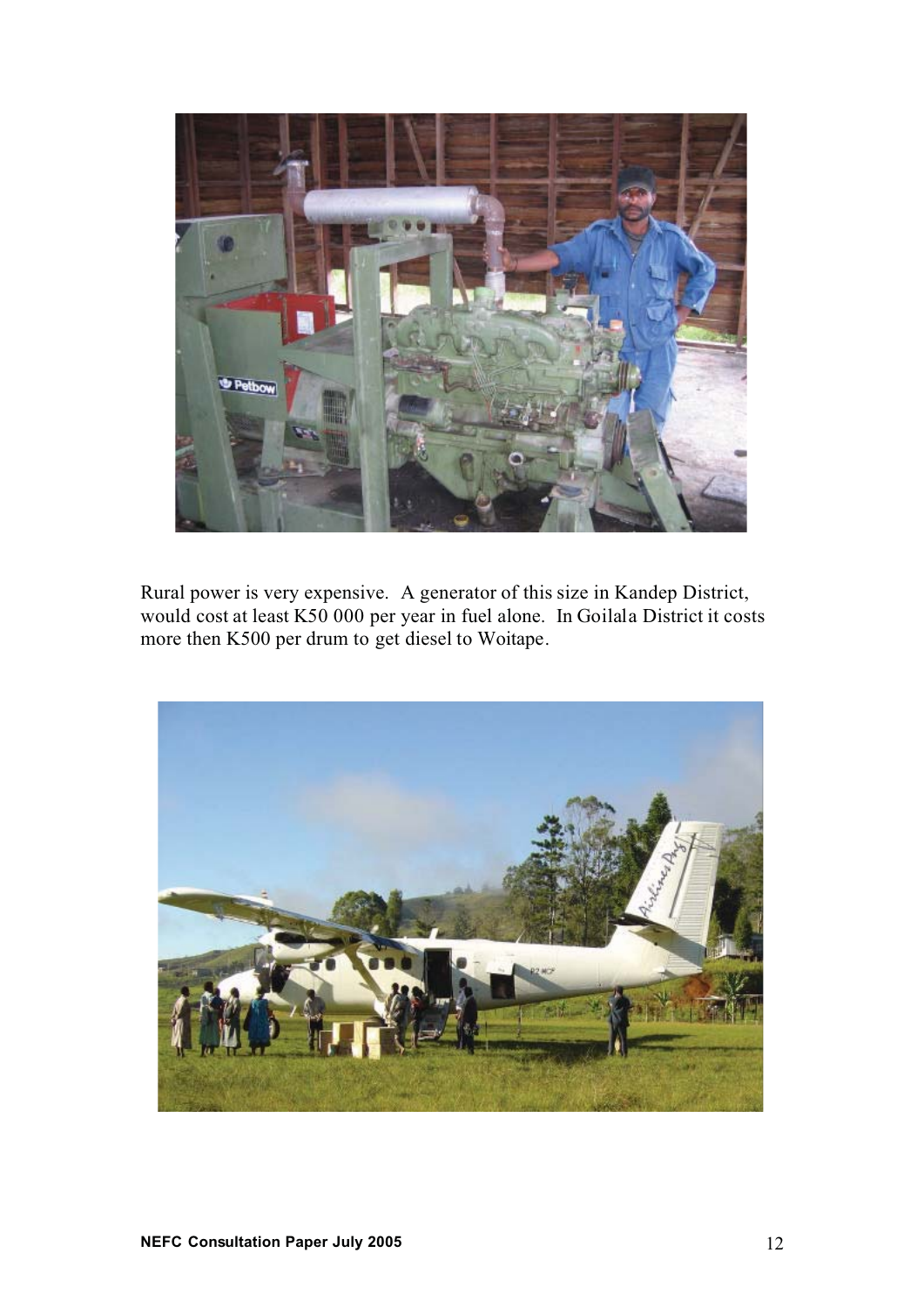Rural power is very expensive. A generator of this size in Kandep District, would cost at least K50 000 per year in fuel alone. In Goilala District it costs more then K500 per drum to get diesel to Woitape.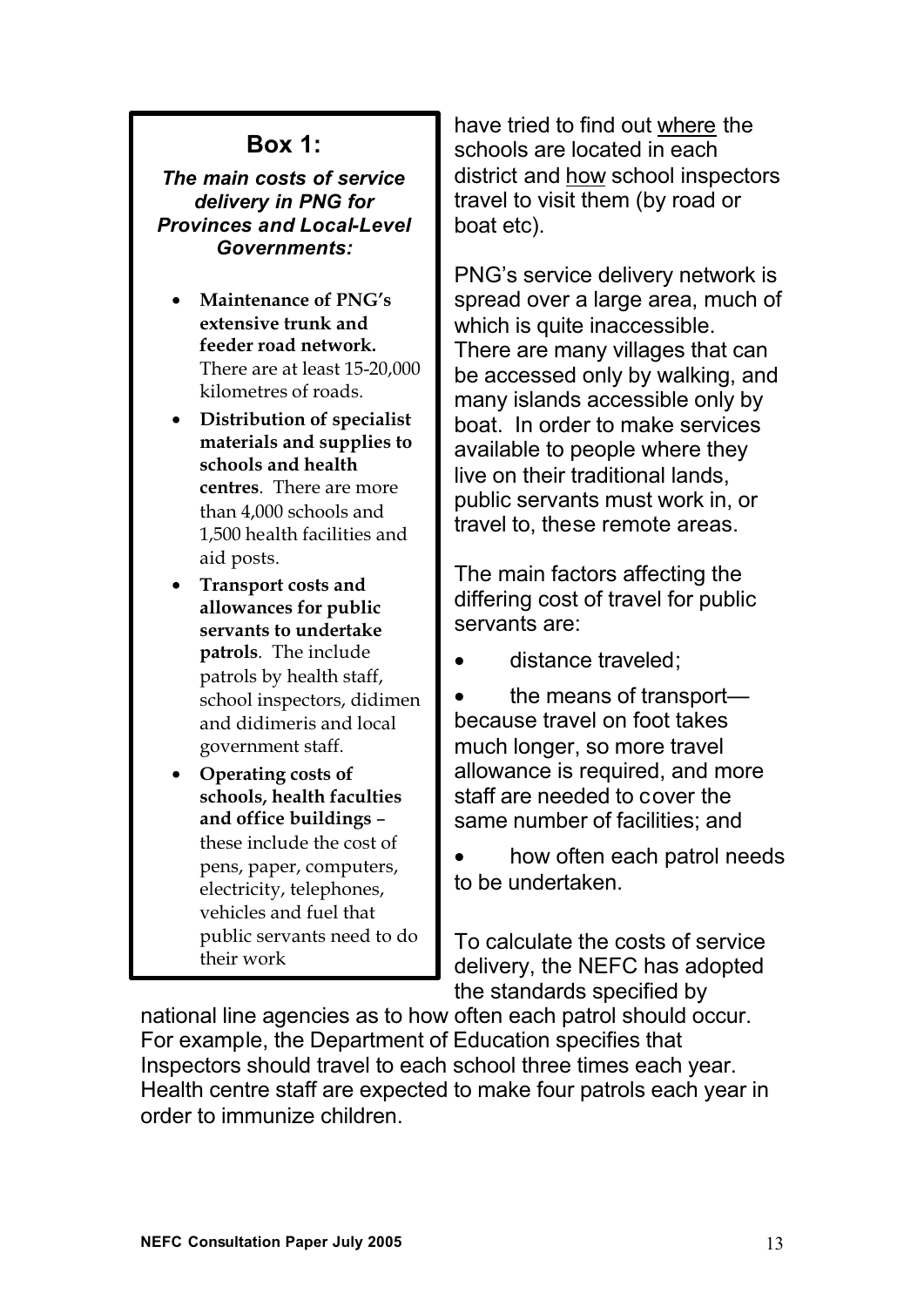## Box 1:

***The main costs of service delivery in PNG for Provinces and Local-Level Governments:***

- **Maintenance of PNG's extensive trunk and feeder road network.** There are at least 15-20,000 kilometres of roads.
- **Distribution of specialist materials and supplies to schools and health centres**. There are more than 4,000 schools and 1,500 health facilities and aid posts.
- **Transport costs and allowances for public servants to undertake patrols**. The include patrols by health staff, school inspectors, didimen and didimeris and local government staff.
- **Operating costs of schools, health faculties and office buildings** – these include the cost of pens, paper, computers, electricity, telephones, vehicles and fuel that public servants need to do their work

have tried to find out <u>where</u> the schools are located in each district and <u>how</u> school inspectors travel to visit them (by road or boat etc).

PNG's service delivery network is spread over a large area, much of which is quite inaccessible. There are many villages that can be accessed only by walking, and many islands accessible only by boat. In order to make services available to people where they live on their traditional lands, public servants must work in, or travel to, these remote areas.

The main factors affecting the differing cost of travel for public servants are:

- distance traveled;
- the means of transport—because travel on foot takes much longer, so more travel allowance is required, and more staff are needed to cover the same number of facilities; and
- how often each patrol needs to be undertaken.

To calculate the costs of service delivery, the NEFC has adopted the standards specified by national line agencies as to how often each patrol should occur. For example, the Department of Education specifies that Inspectors should travel to each school three times each year. Health centre staff are expected to make four patrols each year in order to immunize children.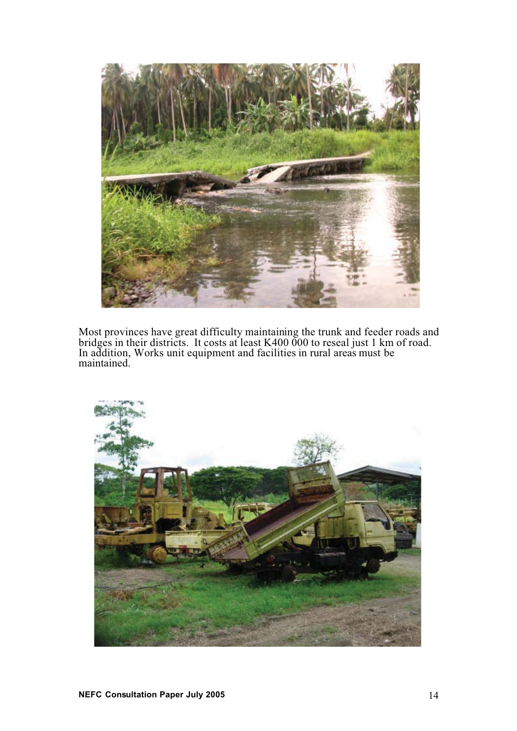Most provinces have great difficulty maintaining the trunk and feeder roads and bridges in their districts. It costs at least K400 000 to reseal just 1 km of road. In addition, Works unit equipment and facilities in rural areas must be maintained.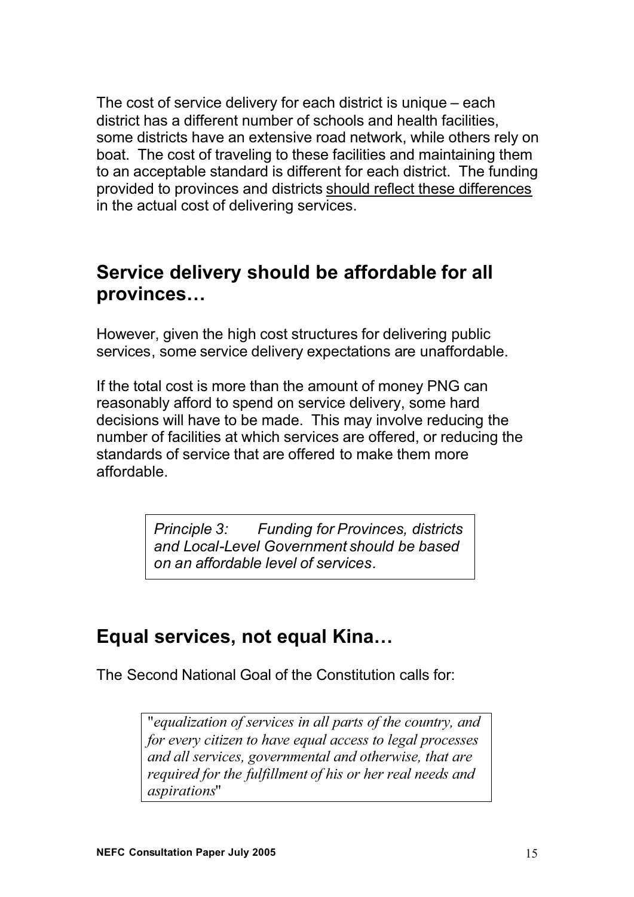The cost of service delivery for each district is unique – each district has a different number of schools and health facilities, some districts have an extensive road network, while others rely on boat. The cost of traveling to these facilities and maintaining them to an acceptable standard is different for each district. The funding provided to provinces and districts <u>should reflect these differences</u> in the actual cost of delivering services.

## Service delivery should be affordable for all provinces…

However, given the high cost structures for delivering public services, some service delivery expectations are unaffordable.

If the total cost is more than the amount of money PNG can reasonably afford to spend on service delivery, some hard decisions will have to be made. This may involve reducing the number of facilities at which services are offered, or reducing the standards of service that are offered to make them more affordable.

> *Principle 3: Funding for Provinces, districts and Local-Level Government should be based on an affordable level of services.*

## Equal services, not equal Kina…

The Second National Goal of the Constitution calls for:

> "*equalization of services in all parts of the country, and for every citizen to have equal access to legal processes and all services, governmental and otherwise, that are required for the fulfillment of his or her real needs and aspirations*"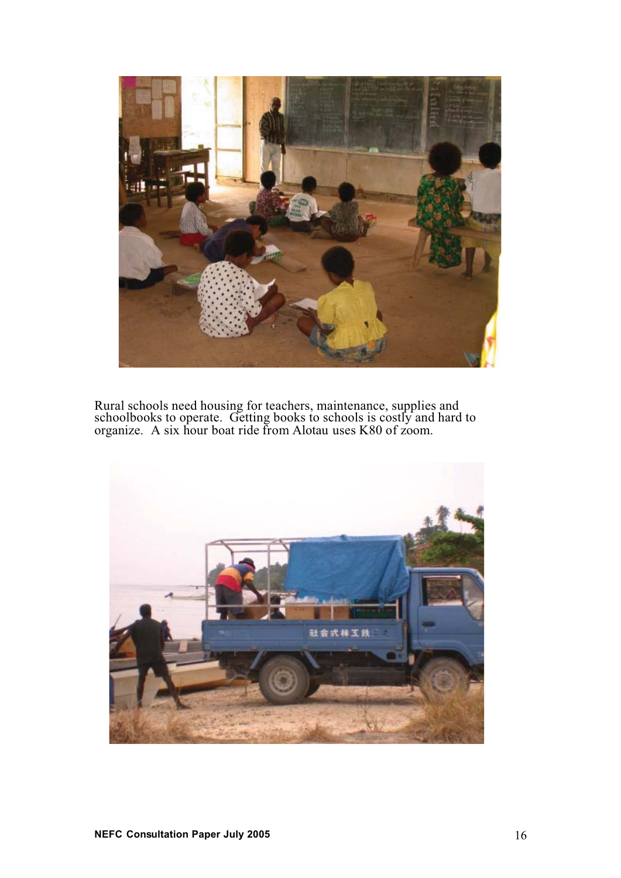Rural schools need housing for teachers, maintenance, supplies and schoolbooks to operate. Getting books to schools is costly and hard to organize. A six hour boat ride from Alotau uses K80 of zoom.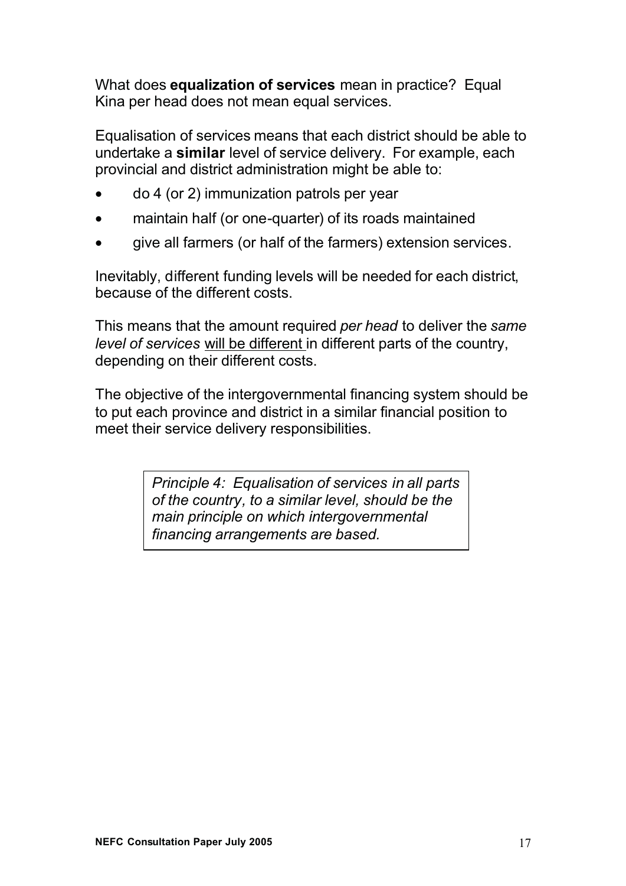What does **equalization of services** mean in practice? Equal Kina per head does not mean equal services.

Equalisation of services means that each district should be able to undertake a **similar** level of service delivery. For example, each provincial and district administration might be able to:

- do 4 (or 2) immunization patrols per year
- maintain half (or one-quarter) of its roads maintained
- give all farmers (or half of the farmers) extension services.

Inevitably, different funding levels will be needed for each district, because of the different costs.

This means that the amount required *per head* to deliver the *same level of services* <u>will be different</u> in different parts of the country, depending on their different costs.

The objective of the intergovernmental financing system should be to put each province and district in a similar financial position to meet their service delivery responsibilities.

> *Principle 4: Equalisation of services in all parts of the country, to a similar level, should be the main principle on which intergovernmental financing arrangements are based.*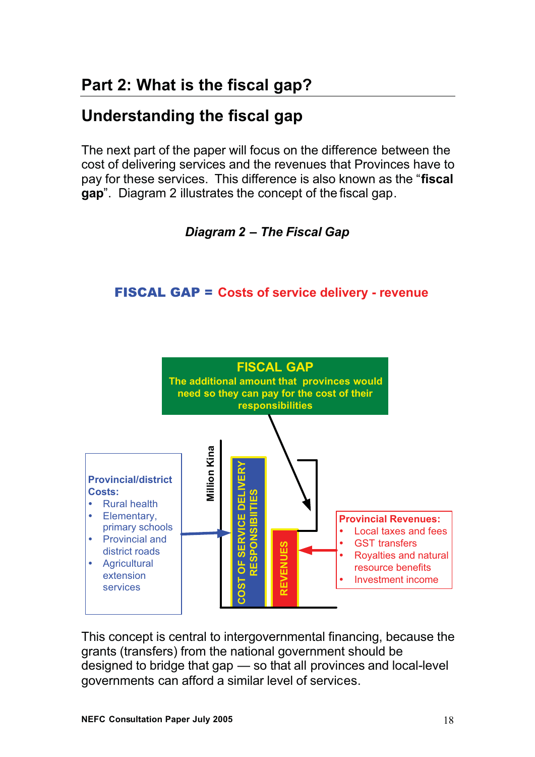## Part 2: What is the fiscal gap?

### Understanding the fiscal gap

The next part of the paper will focus on the difference between the cost of delivering services and the revenues that Provinces have to pay for these services. This difference is also known as the "**fiscal gap**". Diagram 2 illustrates the concept of the fiscal gap.

***Diagram 2 – The Fiscal Gap***

**FISCAL GAP = Costs of service delivery - revenue**

**FISCAL GAP**
**The additional amount that provinces would need so they can pay for the cost of their responsibilities**

**Provincial/district Costs:**
- Rural health
- Elementary, primary schools
- Provincial and district roads
- Agricultural extension services

Million Kina

COST OF SERVICE DELIVERY RESPONSIBIITIES

REVENUES

**Provincial Revenues:**
- Local taxes and fees
- GST transfers
- Royalties and natural resource benefits
- Investment income

This concept is central to intergovernmental financing, because the grants (transfers) from the national government should be designed to bridge that gap — so that all provinces and local-level governments can afford a similar level of services.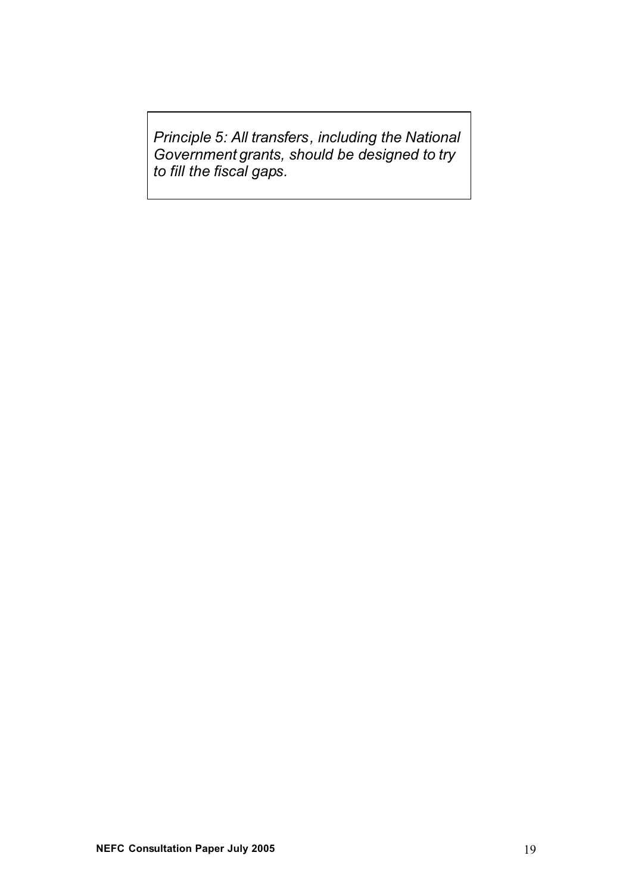*Principle 5: All transfers, including the National Government grants, should be designed to try to fill the fiscal gaps.*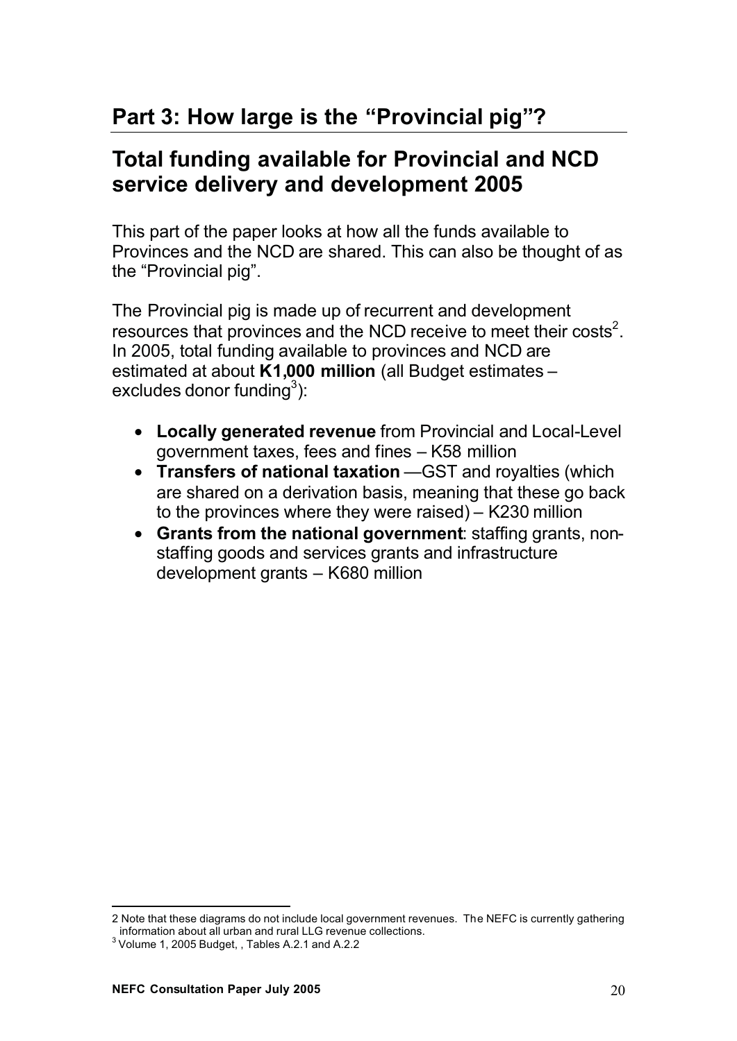## Part 3: How large is the "Provincial pig"?

## Total funding available for Provincial and NCD service delivery and development 2005

This part of the paper looks at how all the funds available to Provinces and the NCD are shared. This can also be thought of as the "Provincial pig".

The Provincial pig is made up of recurrent and development resources that provinces and the NCD receive to meet their costs[2]. In 2005, total funding available to provinces and NCD are estimated at about **K1,000 million** (all Budget estimates – excludes donor funding[3]):

- **Locally generated revenue** from Provincial and Local-Level government taxes, fees and fines – K58 million
- **Transfers of national taxation** —GST and royalties (which are shared on a derivation basis, meaning that these go back to the provinces where they were raised) – K230 million
- **Grants from the national government**: staffing grants, non-staffing goods and services grants and infrastructure development grants – K680 million

---

2 Note that these diagrams do not include local government revenues. The NEFC is currently gathering information about all urban and rural LLG revenue collections.

3 Volume 1, 2005 Budget, , Tables A.2.1 and A.2.2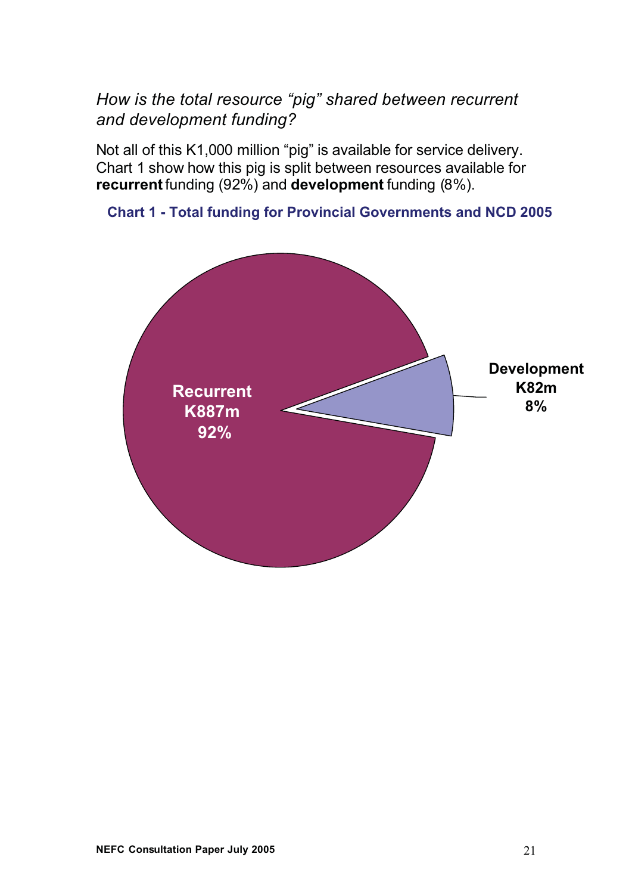*How is the total resource "pig" shared between recurrent and development funding?*

Not all of this K1,000 million "pig" is available for service delivery. Chart 1 show how this pig is split between resources available for **recurrent** funding (92%) and **development** funding (8%).

**Chart 1 - Total funding for Provincial Governments and NCD 2005**

Recurrent K887m 92%

Development K82m 8%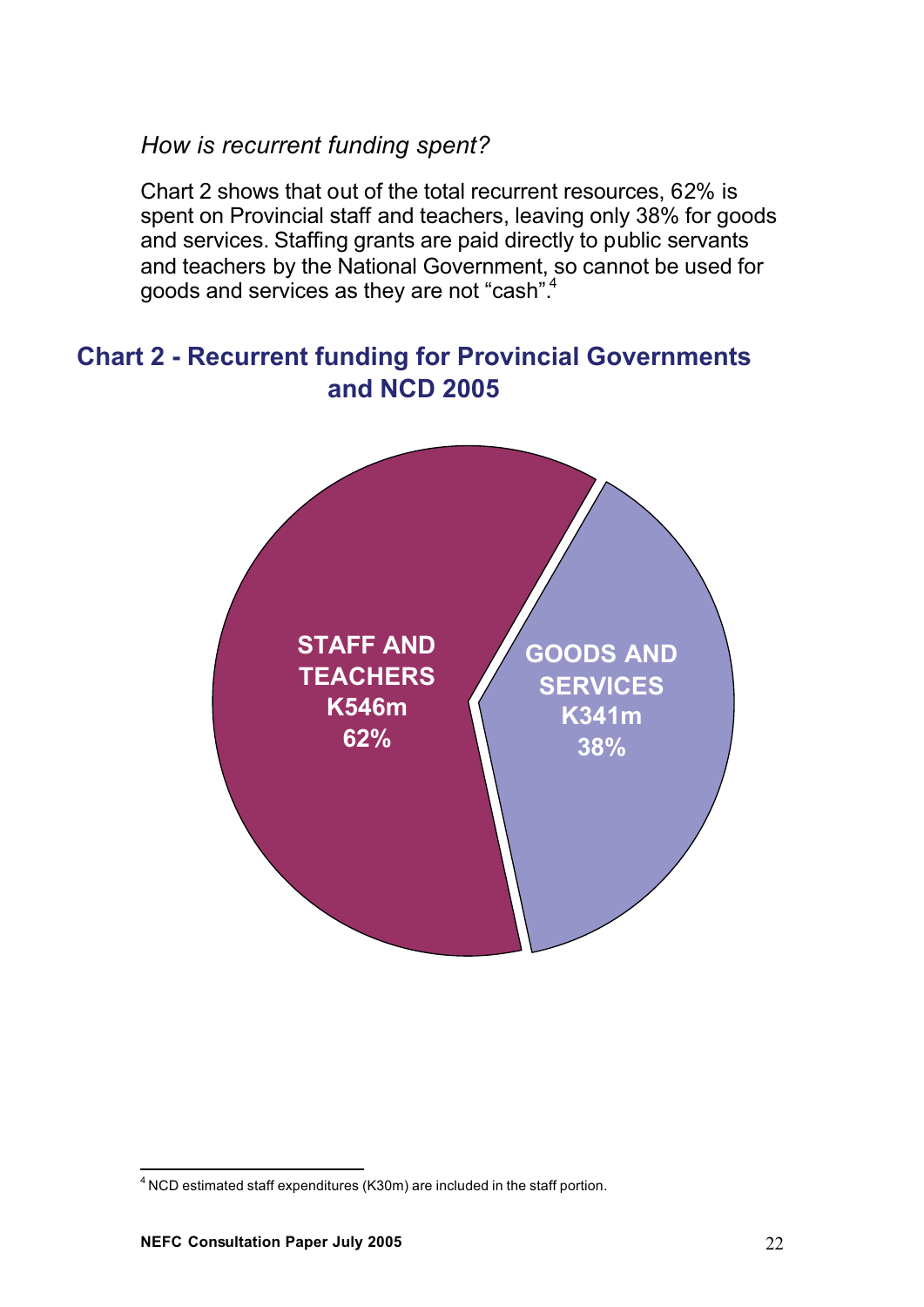*How is recurrent funding spent?*

Chart 2 shows that out of the total recurrent resources, 62% is spent on Provincial staff and teachers, leaving only 38% for goods and services. Staffing grants are paid directly to public servants and teachers by the National Government, so cannot be used for goods and services as they are not "cash".[4]

## Chart 2 - Recurrent funding for Provincial Governments and NCD 2005

STAFF AND TEACHERS K546m 62%

GOODS AND SERVICES K341m 38%

[4] NCD estimated staff expenditures (K30m) are included in the staff portion.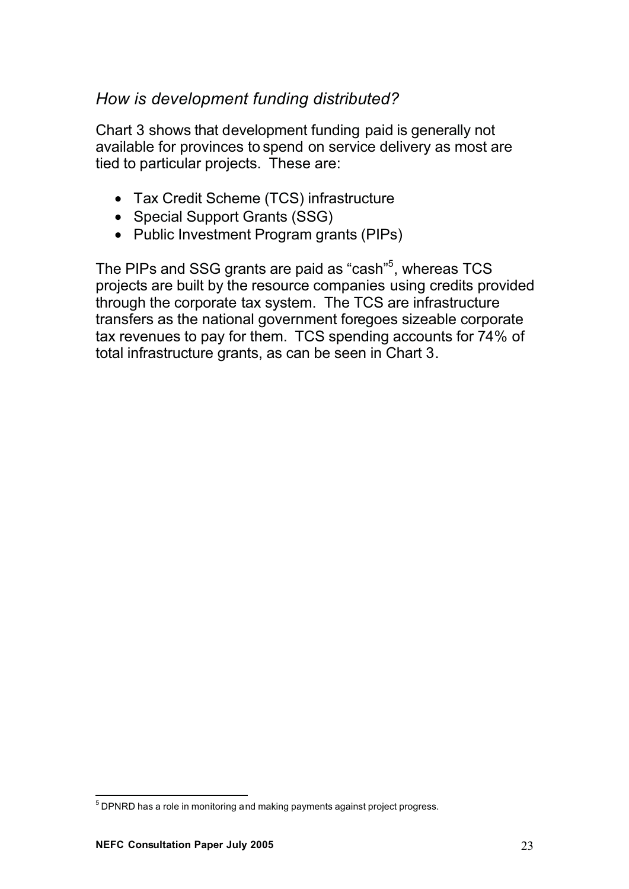### *How is development funding distributed?*

Chart 3 shows that development funding paid is generally not available for provinces to spend on service delivery as most are tied to particular projects. These are:

- Tax Credit Scheme (TCS) infrastructure
- Special Support Grants (SSG)
- Public Investment Program grants (PIPs)

The PIPs and SSG grants are paid as "cash"[5], whereas TCS projects are built by the resource companies using credits provided through the corporate tax system. The TCS are infrastructure transfers as the national government foregoes sizeable corporate tax revenues to pay for them. TCS spending accounts for 74% of total infrastructure grants, as can be seen in Chart 3.

[5] DPNRD has a role in monitoring and making payments against project progress.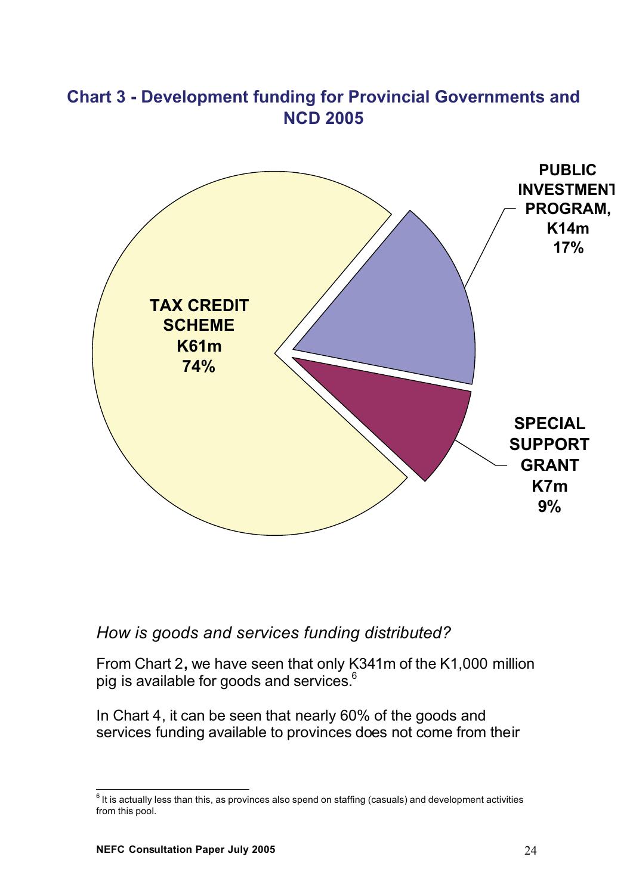## Chart 3 - Development funding for Provincial Governments and NCD 2005

TAX CREDIT SCHEME K61m 74%

PUBLIC INVESTMENT PROGRAM, K14m 17%

SPECIAL SUPPORT GRANT K7m 9%

*How is goods and services funding distributed?*

From Chart 2, we have seen that only K341m of the K1,000 million pig is available for goods and services.[6]

In Chart 4, it can be seen that nearly 60% of the goods and services funding available to provinces does not come from their

[6] It is actually less than this, as provinces also spend on staffing (casuals) and development activities from this pool.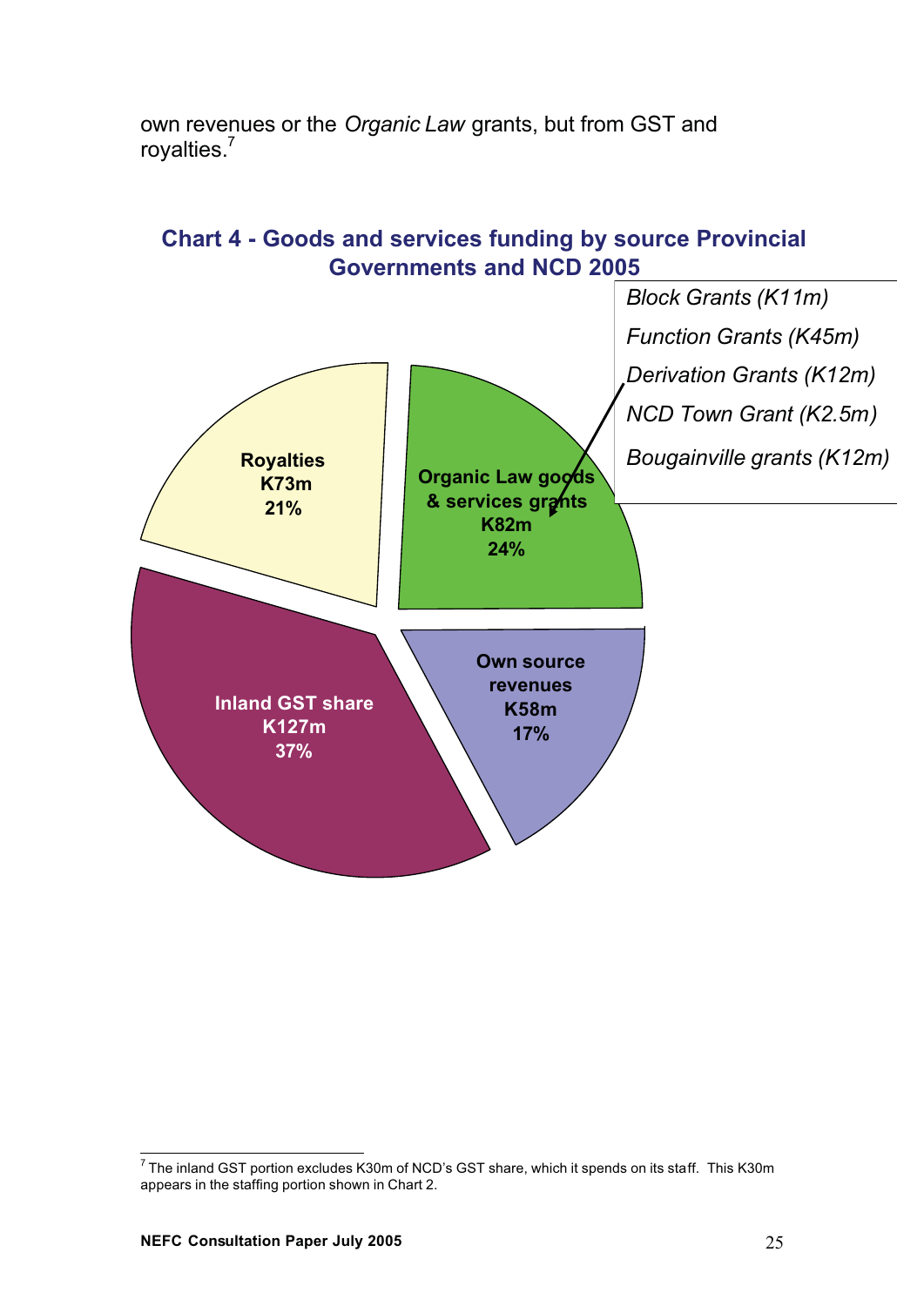own revenues or the *Organic Law* grants, but from GST and royalties.[7]

**Chart 4 - Goods and services funding by source Provincial Governments and NCD 2005**

*Block Grants (K11m)*

*Function Grants (K45m)*

*Derivation Grants (K12m)*

*NCD Town Grant (K2.5m)*

*Bougainville grants (K12m)*

**Royalties K73m 21%**

**Organic Law goods & services grants K82m 24%**

**Inland GST share K127m 37%**

**Own source revenues K58m 17%**

---

[7] The inland GST portion excludes K30m of NCD's GST share, which it spends on its staff. This K30m appears in the staffing portion shown in Chart 2.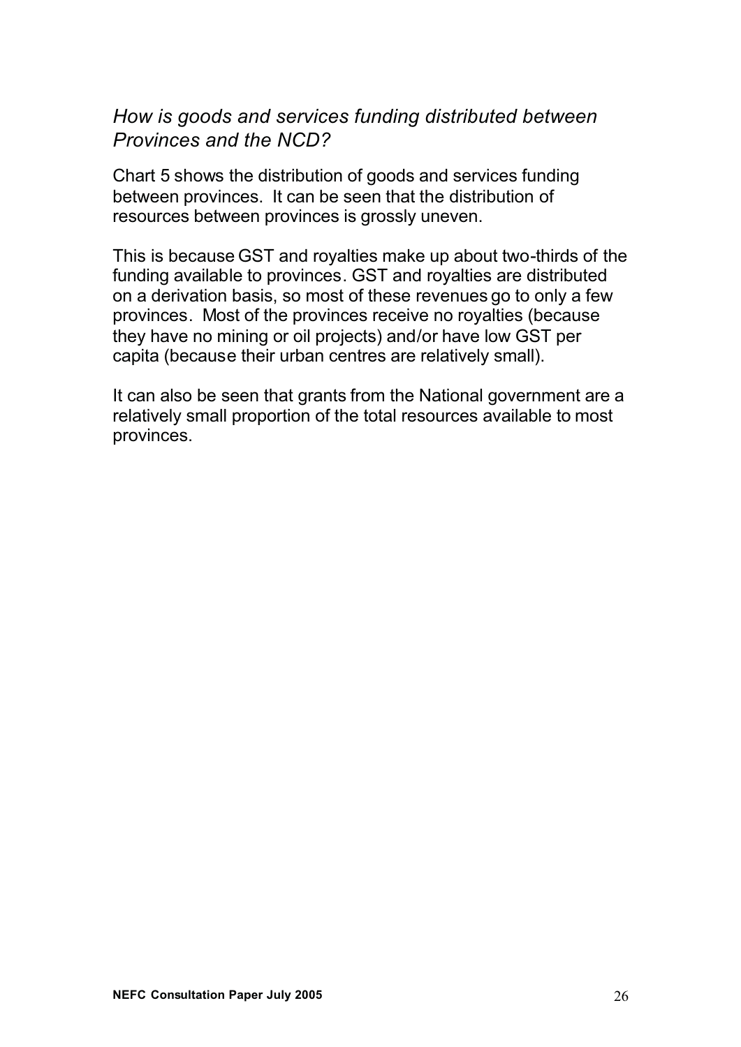### *How is goods and services funding distributed between Provinces and the NCD?*

Chart 5 shows the distribution of goods and services funding between provinces. It can be seen that the distribution of resources between provinces is grossly uneven.

This is because GST and royalties make up about two-thirds of the funding available to provinces. GST and royalties are distributed on a derivation basis, so most of these revenues go to only a few provinces. Most of the provinces receive no royalties (because they have no mining or oil projects) and/or have low GST per capita (because their urban centres are relatively small).

It can also be seen that grants from the National government are a relatively small proportion of the total resources available to most provinces.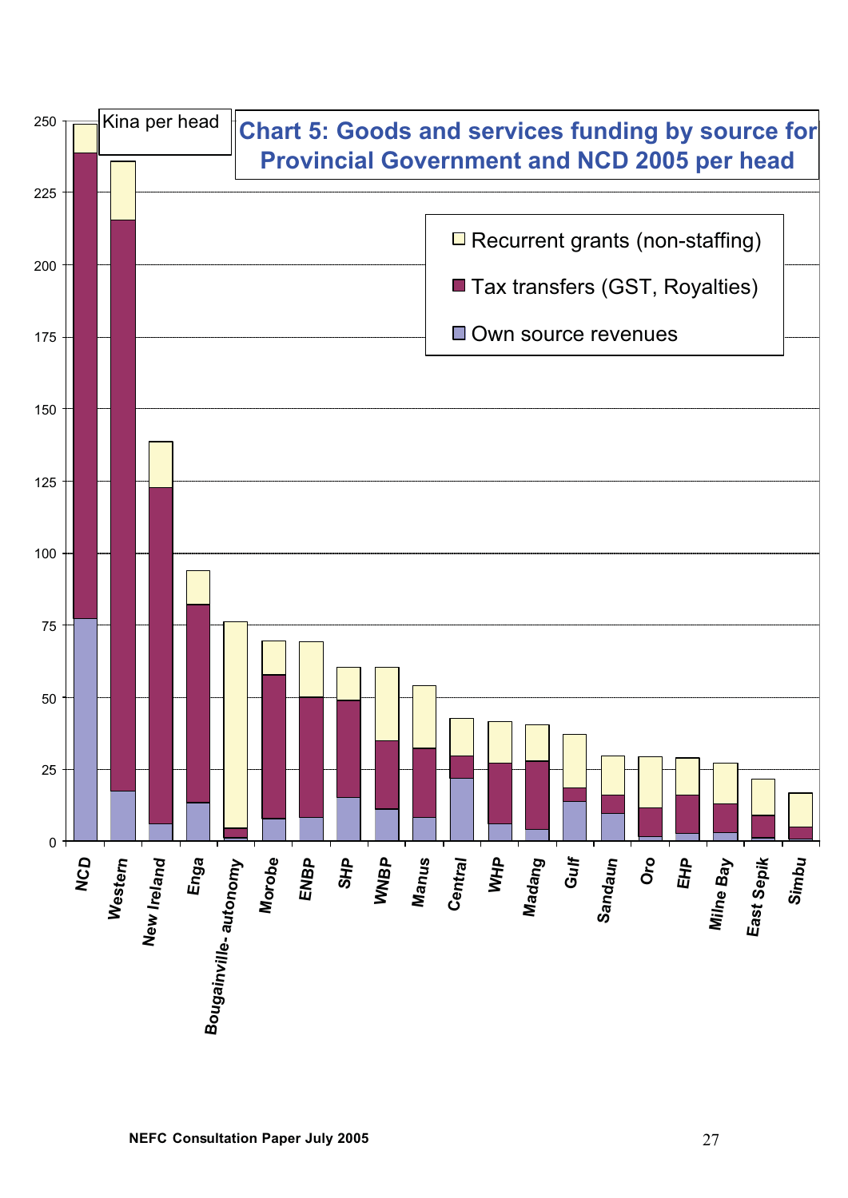**Chart 5: Goods and services funding by source for Provincial Government and NCD 2005 per head**

Kina per head

Legend:
- Recurrent grants (non-staffing)
- Tax transfers (GST, Royalties)
- Own source revenues

Y-axis: 0, 25, 50, 75, 100, 125, 150, 175, 200, 225, 250

X-axis: NCD, Western, New Ireland, Enga, Bougainville- autonomy, Morobe, ENBP, SHP, WNBP, Manus, Central, WHP, Madang, Gulf, Sandaun, Oro, EHP, Milne Bay, East Sepik, Simbu

NEFC Consultation Paper July 2005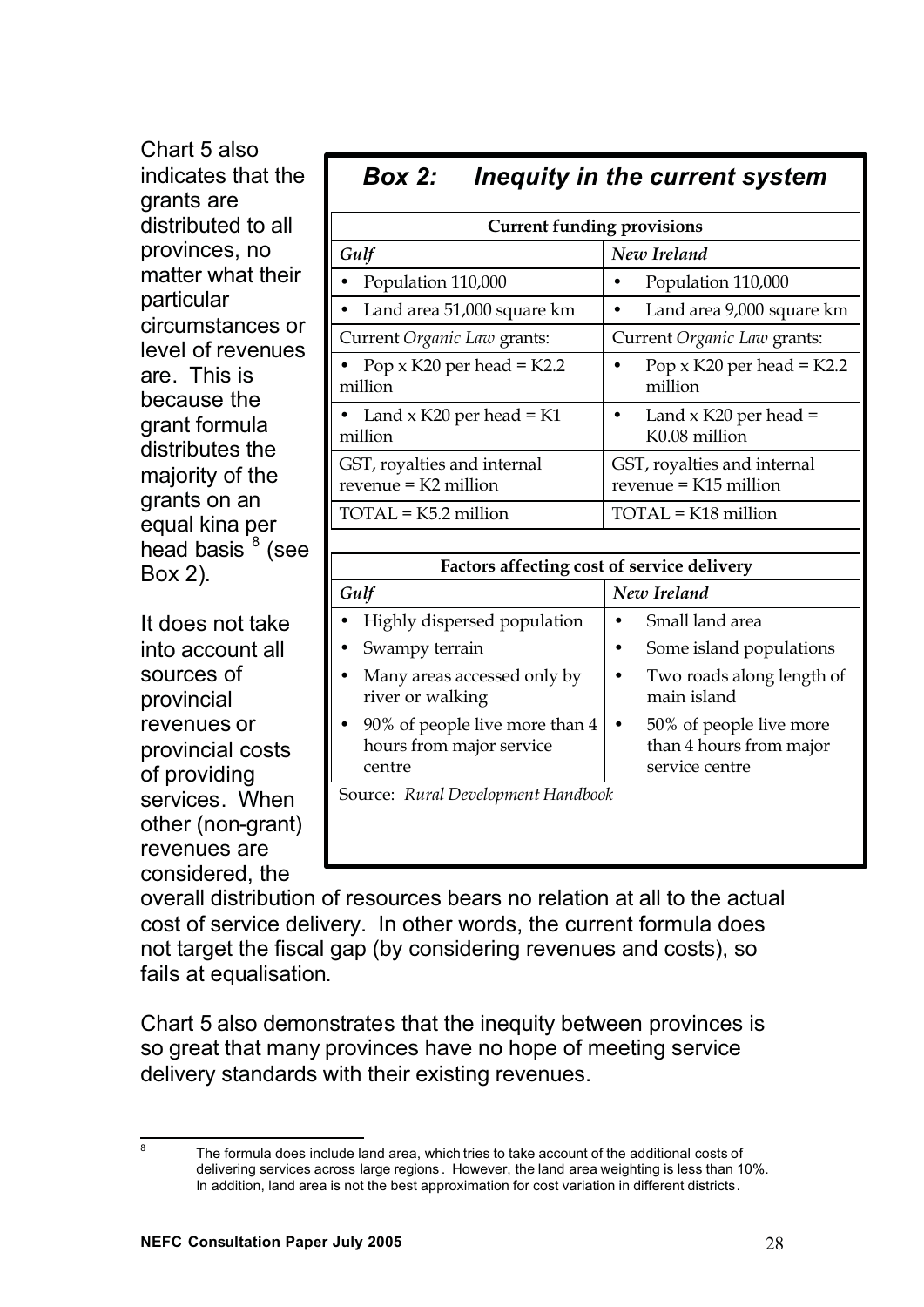Chart 5 also indicates that the grants are distributed to all provinces, no matter what their particular circumstances or level of revenues are. This is because the grant formula distributes the majority of the grants on an equal kina per head basis [8] (see Box 2).

### *Box 2: Inequity in the current system*

| **Current funding provisions** | |
|---|---|
| *Gulf* | *New Ireland* |
| • Population 110,000 | • Population 110,000 |
| • Land area 51,000 square km | • Land area 9,000 square km |
| Current *Organic Law* grants: | Current *Organic Law* grants: |
| • Pop x K20 per head = K2.2 million | • Pop x K20 per head = K2.2 million |
| • Land x K20 per head = K1 million | • Land x K20 per head = K0.08 million |
| GST, royalties and internal revenue = K2 million | GST, royalties and internal revenue = K15 million |
| TOTAL = K5.2 million | TOTAL = K18 million |

| **Factors affecting cost of service delivery** | |
|---|---|
| *Gulf* | *New Ireland* |
| • Highly dispersed population | • Small land area |
| • Swampy terrain | • Some island populations |
| • Many areas accessed only by river or walking | • Two roads along length of main island |
| • 90% of people live more than 4 hours from major service centre | • 50% of people live more than 4 hours from major service centre |

Source: *Rural Development Handbook*

It does not take into account all sources of provincial revenues or provincial costs of providing services. When other (non-grant) revenues are considered, the overall distribution of resources bears no relation at all to the actual cost of service delivery. In other words, the current formula does not target the fiscal gap (by considering revenues and costs), so fails at equalisation.

Chart 5 also demonstrates that the inequity between provinces is so great that many provinces have no hope of meeting service delivery standards with their existing revenues.

---

[8] The formula does include land area, which tries to take account of the additional costs of delivering services across large regions. However, the land area weighting is less than 10%. In addition, land area is not the best approximation for cost variation in different districts.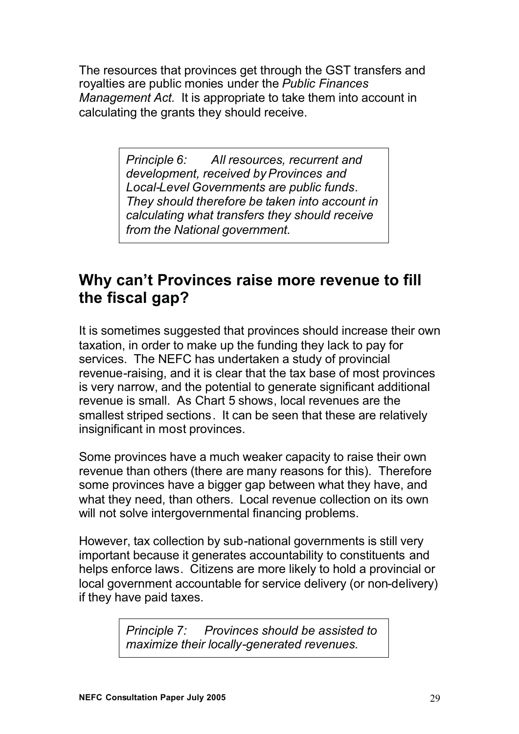The resources that provinces get through the GST transfers and royalties are public monies under the *Public Finances Management Act.* It is appropriate to take them into account in calculating the grants they should receive.

> *Principle 6: All resources, recurrent and development, received by Provinces and Local-Level Governments are public funds. They should therefore be taken into account in calculating what transfers they should receive from the National government.*

## Why can't Provinces raise more revenue to fill the fiscal gap?

It is sometimes suggested that provinces should increase their own taxation, in order to make up the funding they lack to pay for services. The NEFC has undertaken a study of provincial revenue-raising, and it is clear that the tax base of most provinces is very narrow, and the potential to generate significant additional revenue is small. As Chart 5 shows, local revenues are the smallest striped sections. It can be seen that these are relatively insignificant in most provinces.

Some provinces have a much weaker capacity to raise their own revenue than others (there are many reasons for this). Therefore some provinces have a bigger gap between what they have, and what they need, than others. Local revenue collection on its own will not solve intergovernmental financing problems.

However, tax collection by sub-national governments is still very important because it generates accountability to constituents and helps enforce laws. Citizens are more likely to hold a provincial or local government accountable for service delivery (or non-delivery) if they have paid taxes.

> *Principle 7: Provinces should be assisted to maximize their locally-generated revenues.*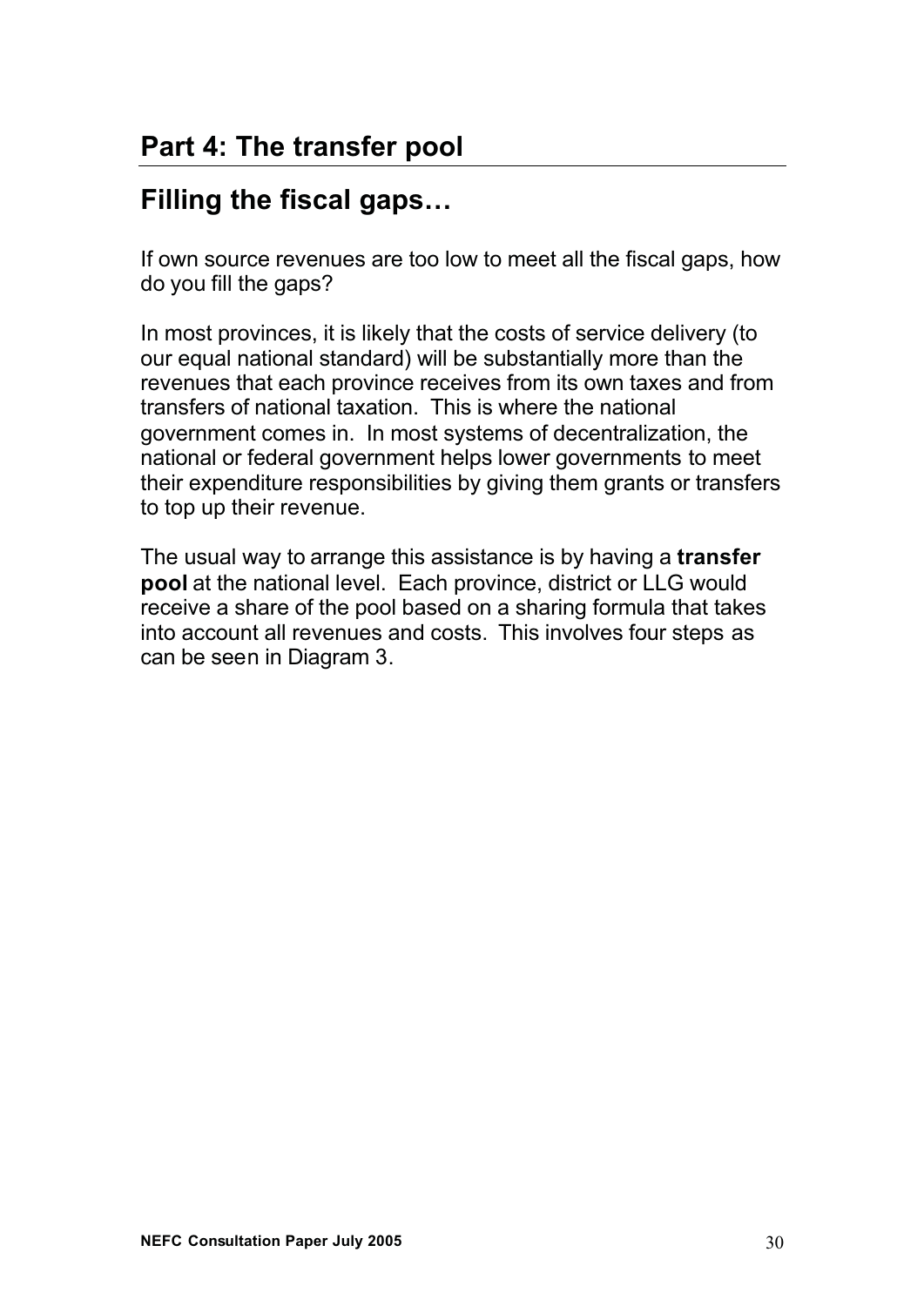## Part 4: The transfer pool

## Filling the fiscal gaps…

If own source revenues are too low to meet all the fiscal gaps, how do you fill the gaps?

In most provinces, it is likely that the costs of service delivery (to our equal national standard) will be substantially more than the revenues that each province receives from its own taxes and from transfers of national taxation. This is where the national government comes in. In most systems of decentralization, the national or federal government helps lower governments to meet their expenditure responsibilities by giving them grants or transfers to top up their revenue.

The usual way to arrange this assistance is by having a **transfer pool** at the national level. Each province, district or LLG would receive a share of the pool based on a sharing formula that takes into account all revenues and costs. This involves four steps as can be seen in Diagram 3.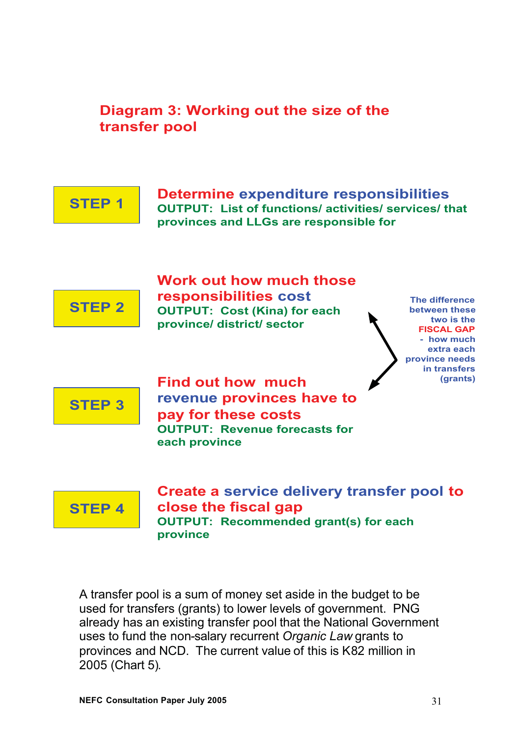## Diagram 3: Working out the size of the transfer pool

**STEP 1**

**Determine expenditure responsibilities**
**OUTPUT: List of functions/ activities/ services/ that provinces and LLGs are responsible for**

**STEP 2**

**Work out how much those responsibilities cost**
**OUTPUT: Cost (Kina) for each province/ district/ sector**

**STEP 3**

**Find out how much revenue provinces have to pay for these costs**
**OUTPUT: Revenue forecasts for each province**

**The difference between these two is the FISCAL GAP - how much extra each province needs in transfers (grants)**

**STEP 4**

**Create a service delivery transfer pool to close the fiscal gap**
**OUTPUT: Recommended grant(s) for each province**

A transfer pool is a sum of money set aside in the budget to be used for transfers (grants) to lower levels of government. PNG already has an existing transfer pool that the National Government uses to fund the non-salary recurrent *Organic Law* grants to provinces and NCD. The current value of this is K82 million in 2005 (Chart 5).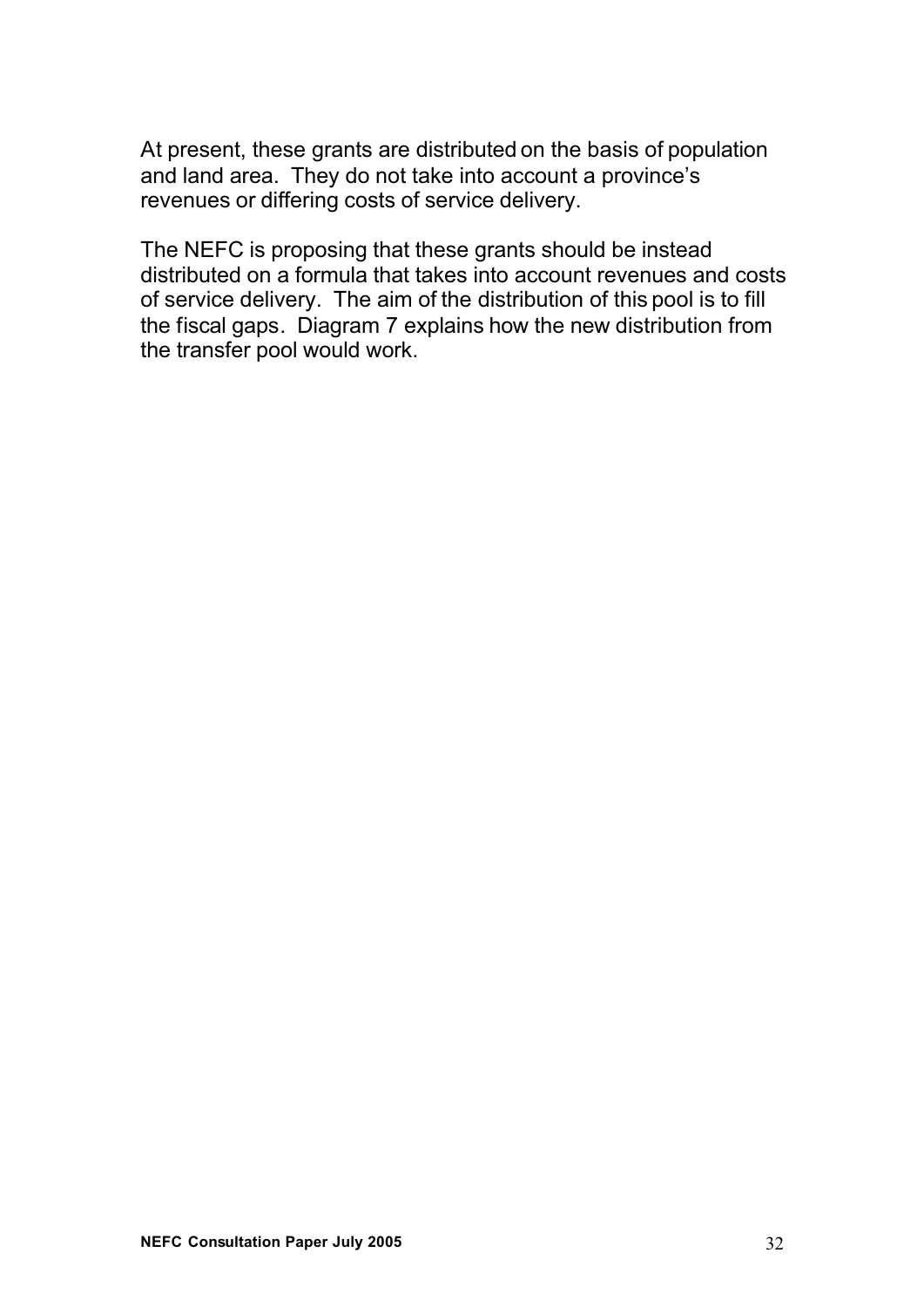At present, these grants are distributed on the basis of population and land area. They do not take into account a province's revenues or differing costs of service delivery.

The NEFC is proposing that these grants should be instead distributed on a formula that takes into account revenues and costs of service delivery. The aim of the distribution of this pool is to fill the fiscal gaps. Diagram 7 explains how the new distribution from the transfer pool would work.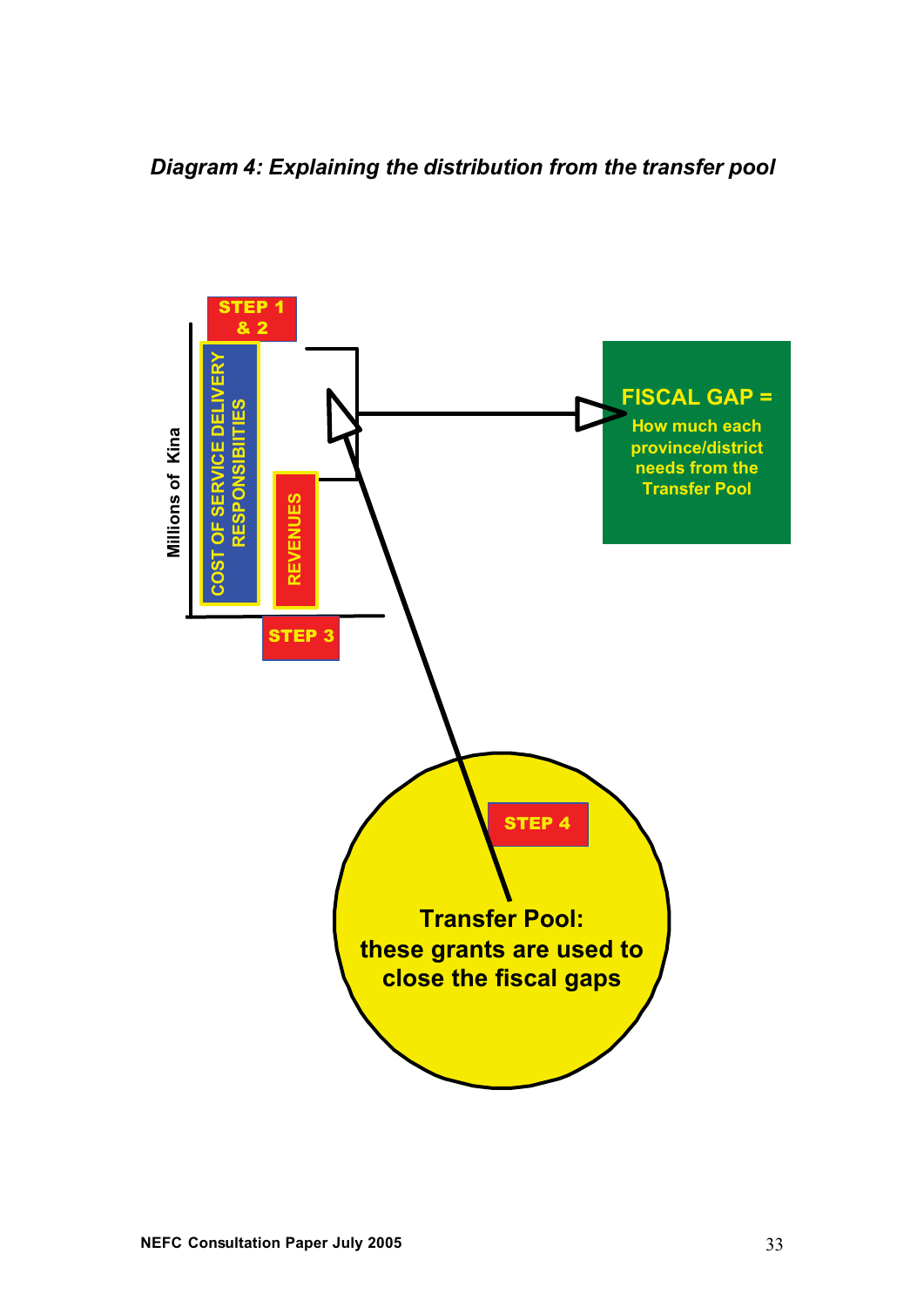*Diagram 4: Explaining the distribution from the transfer pool*

STEP 1 & 2

COST OF SERVICE DELIVERY RESPONSIBITIES

REVENUES

STEP 3

Millions of Kina

FISCAL GAP = How much each province/district needs from the Transfer Pool

STEP 4

Transfer Pool: these grants are used to close the fiscal gaps

NEFC Consultation Paper July 2005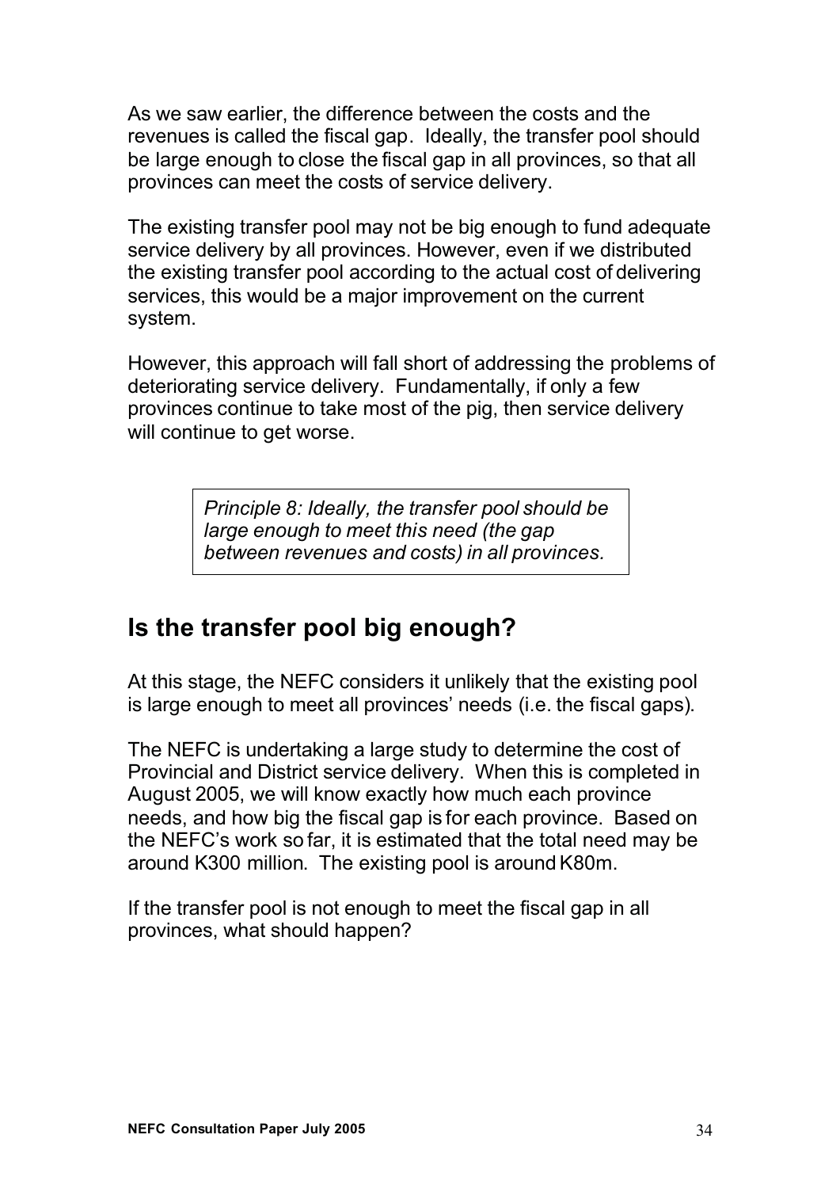As we saw earlier, the difference between the costs and the revenues is called the fiscal gap. Ideally, the transfer pool should be large enough to close the fiscal gap in all provinces, so that all provinces can meet the costs of service delivery.

The existing transfer pool may not be big enough to fund adequate service delivery by all provinces. However, even if we distributed the existing transfer pool according to the actual cost of delivering services, this would be a major improvement on the current system.

However, this approach will fall short of addressing the problems of deteriorating service delivery. Fundamentally, if only a few provinces continue to take most of the pig, then service delivery will continue to get worse.

> *Principle 8: Ideally, the transfer pool should be large enough to meet this need (the gap between revenues and costs) in all provinces.*

## Is the transfer pool big enough?

At this stage, the NEFC considers it unlikely that the existing pool is large enough to meet all provinces' needs (i.e. the fiscal gaps).

The NEFC is undertaking a large study to determine the cost of Provincial and District service delivery. When this is completed in August 2005, we will know exactly how much each province needs, and how big the fiscal gap is for each province. Based on the NEFC's work so far, it is estimated that the total need may be around K300 million. The existing pool is around K80m.

If the transfer pool is not enough to meet the fiscal gap in all provinces, what should happen?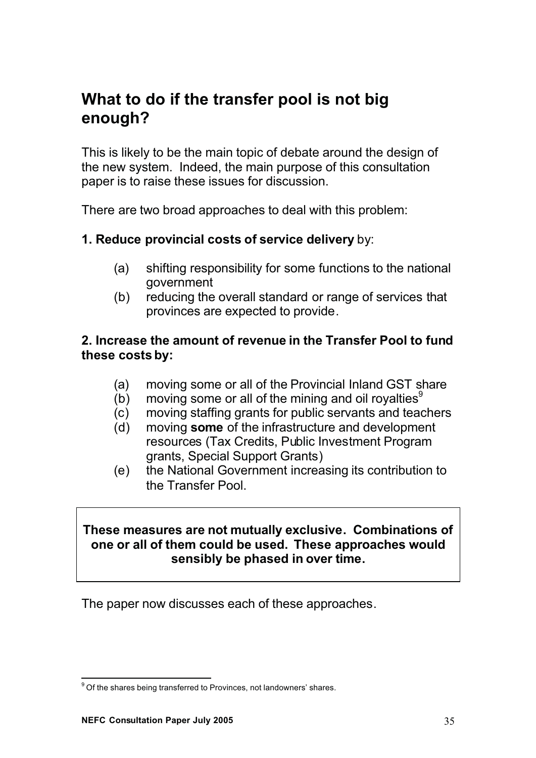## What to do if the transfer pool is not big enough?

This is likely to be the main topic of debate around the design of the new system. Indeed, the main purpose of this consultation paper is to raise these issues for discussion.

There are two broad approaches to deal with this problem:

**1. Reduce provincial costs of service delivery** by:

- (a) shifting responsibility for some functions to the national government
- (b) reducing the overall standard or range of services that provinces are expected to provide.

**2. Increase the amount of revenue in the Transfer Pool to fund these costs by:**

- (a) moving some or all of the Provincial Inland GST share
- (b) moving some or all of the mining and oil royalties[9]
- (c) moving staffing grants for public servants and teachers
- (d) moving **some** of the infrastructure and development resources (Tax Credits, Public Investment Program grants, Special Support Grants)
- (e) the National Government increasing its contribution to the Transfer Pool.

> **These measures are not mutually exclusive. Combinations of one or all of them could be used. These approaches would sensibly be phased in over time.**

The paper now discusses each of these approaches.

---

[9] Of the shares being transferred to Provinces, not landowners' shares.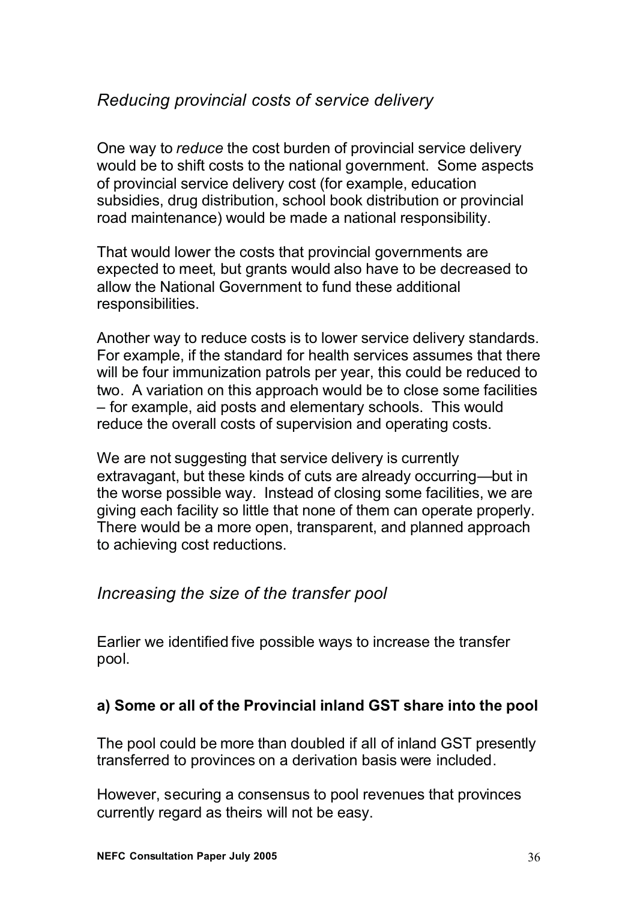## *Reducing provincial costs of service delivery*

One way to *reduce* the cost burden of provincial service delivery would be to shift costs to the national government. Some aspects of provincial service delivery cost (for example, education subsidies, drug distribution, school book distribution or provincial road maintenance) would be made a national responsibility.

That would lower the costs that provincial governments are expected to meet, but grants would also have to be decreased to allow the National Government to fund these additional responsibilities.

Another way to reduce costs is to lower service delivery standards. For example, if the standard for health services assumes that there will be four immunization patrols per year, this could be reduced to two. A variation on this approach would be to close some facilities – for example, aid posts and elementary schools. This would reduce the overall costs of supervision and operating costs.

We are not suggesting that service delivery is currently extravagant, but these kinds of cuts are already occurring—but in the worse possible way. Instead of closing some facilities, we are giving each facility so little that none of them can operate properly. There would be a more open, transparent, and planned approach to achieving cost reductions.

## *Increasing the size of the transfer pool*

Earlier we identified five possible ways to increase the transfer pool.

### a) Some or all of the Provincial inland GST share into the pool

The pool could be more than doubled if all of inland GST presently transferred to provinces on a derivation basis were included.

However, securing a consensus to pool revenues that provinces currently regard as theirs will not be easy.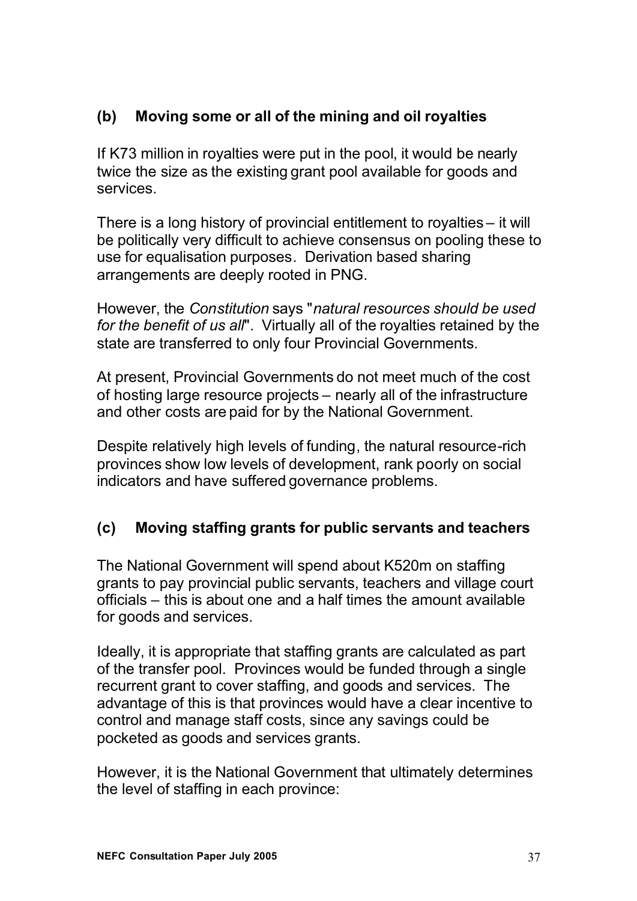### (b) Moving some or all of the mining and oil royalties

If K73 million in royalties were put in the pool, it would be nearly twice the size as the existing grant pool available for goods and services.

There is a long history of provincial entitlement to royalties – it will be politically very difficult to achieve consensus on pooling these to use for equalisation purposes. Derivation based sharing arrangements are deeply rooted in PNG.

However, the *Constitution* says "*natural resources should be used for the benefit of us all*". Virtually all of the royalties retained by the state are transferred to only four Provincial Governments.

At present, Provincial Governments do not meet much of the cost of hosting large resource projects – nearly all of the infrastructure and other costs are paid for by the National Government.

Despite relatively high levels of funding, the natural resource-rich provinces show low levels of development, rank poorly on social indicators and have suffered governance problems.

### (c) Moving staffing grants for public servants and teachers

The National Government will spend about K520m on staffing grants to pay provincial public servants, teachers and village court officials – this is about one and a half times the amount available for goods and services.

Ideally, it is appropriate that staffing grants are calculated as part of the transfer pool. Provinces would be funded through a single recurrent grant to cover staffing, and goods and services. The advantage of this is that provinces would have a clear incentive to control and manage staff costs, since any savings could be pocketed as goods and services grants.

However, it is the National Government that ultimately determines the level of staffing in each province: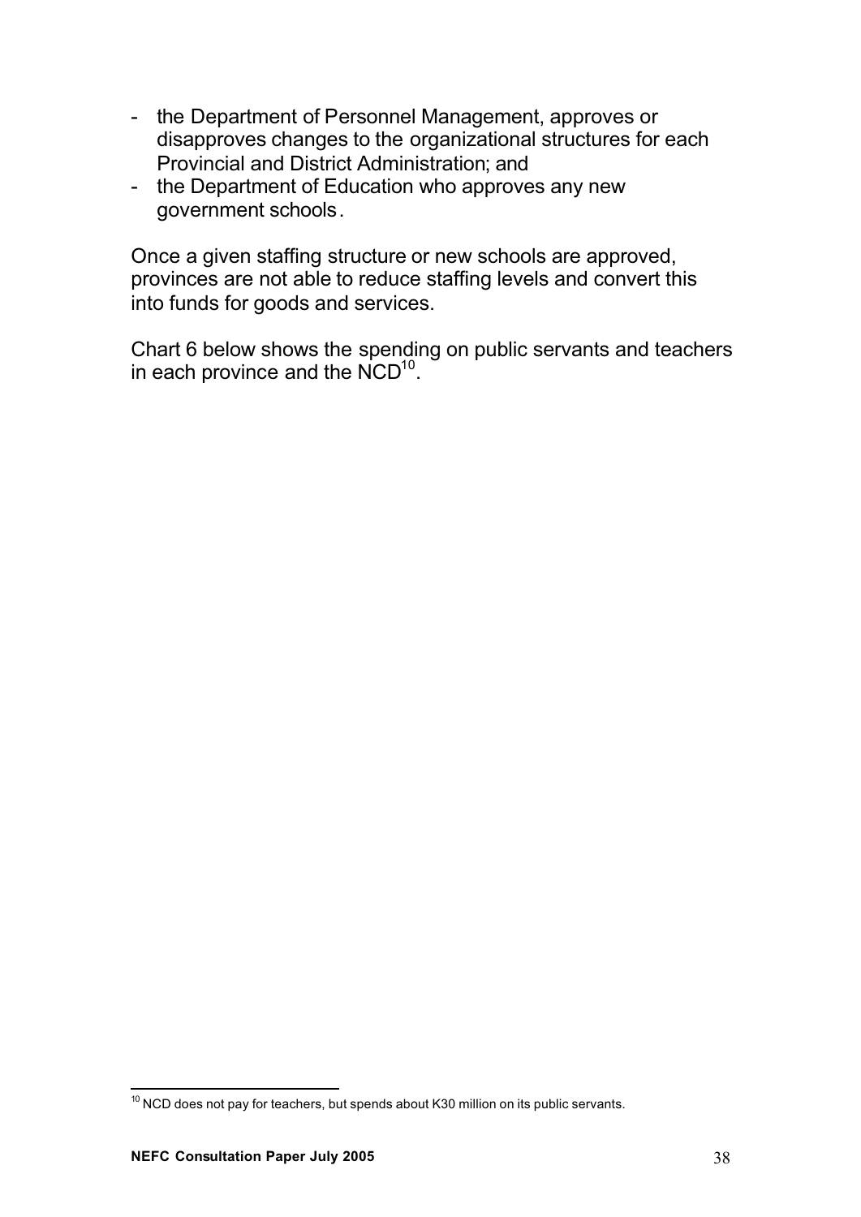- the Department of Personnel Management, approves or disapproves changes to the organizational structures for each Provincial and District Administration; and
- the Department of Education who approves any new government schools.

Once a given staffing structure or new schools are approved, provinces are not able to reduce staffing levels and convert this into funds for goods and services.

Chart 6 below shows the spending on public servants and teachers in each province and the NCD[10].

[10] NCD does not pay for teachers, but spends about K30 million on its public servants.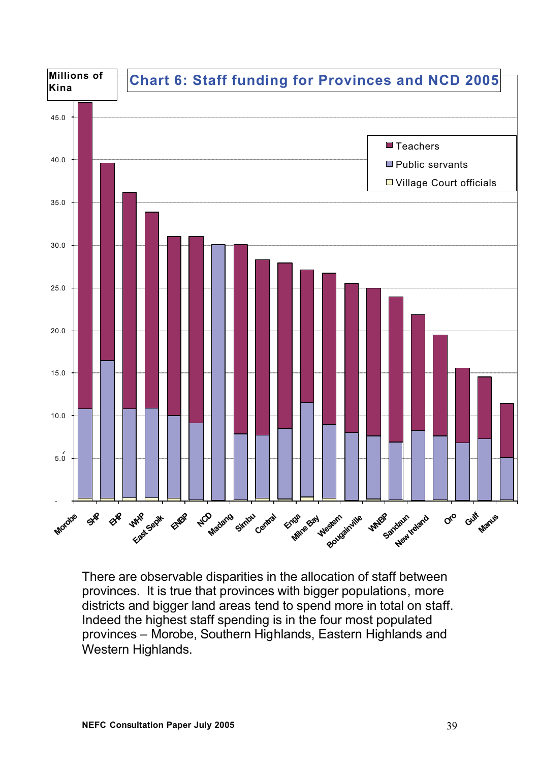**Chart 6: Staff funding for Provinces and NCD 2005**

Millions of Kina

Legend: Teachers; Public servants; Village Court officials

Provinces: Morobe, SHP, EHP, WHP, East Sepik, ENBP, NCD, Madang, Simbu, Central, Enga, Milne Bay, Western, Bougainville, WNBP, Sandaun, New Ireland, Oro, Gulf, Manus

There are observable disparities in the allocation of staff between provinces. It is true that provinces with bigger populations, more districts and bigger land areas tend to spend more in total on staff. Indeed the highest staff spending is in the four most populated provinces – Morobe, Southern Highlands, Eastern Highlands and Western Highlands.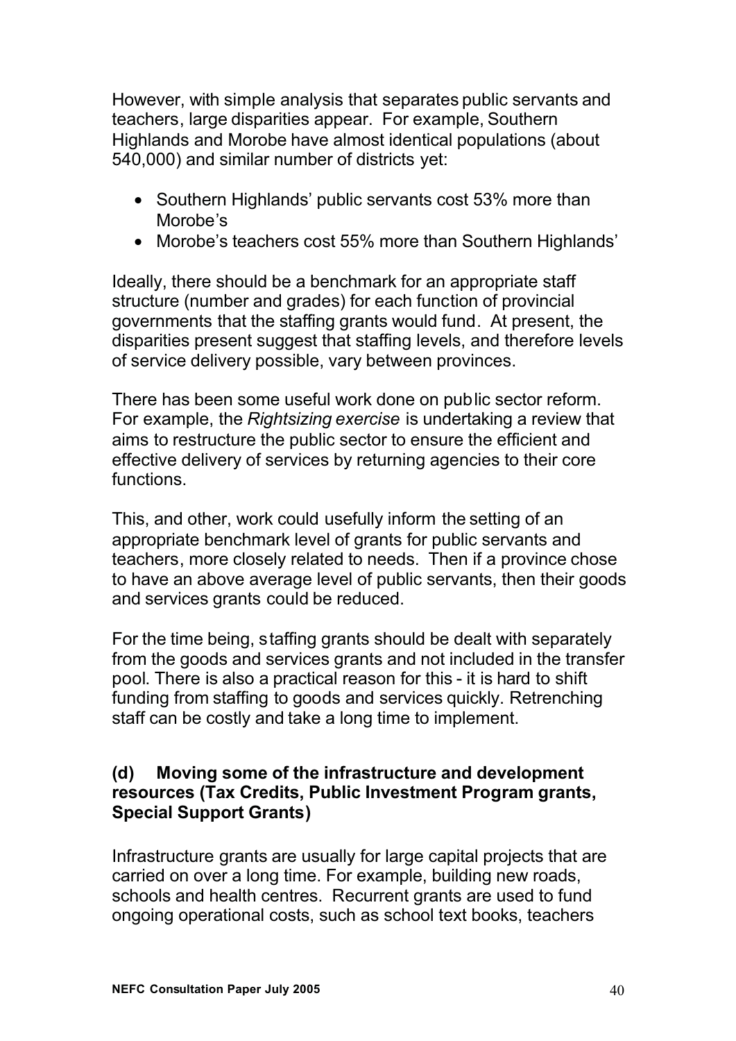However, with simple analysis that separates public servants and teachers, large disparities appear. For example, Southern Highlands and Morobe have almost identical populations (about 540,000) and similar number of districts yet:

- Southern Highlands' public servants cost 53% more than Morobe's
- Morobe's teachers cost 55% more than Southern Highlands'

Ideally, there should be a benchmark for an appropriate staff structure (number and grades) for each function of provincial governments that the staffing grants would fund. At present, the disparities present suggest that staffing levels, and therefore levels of service delivery possible, vary between provinces.

There has been some useful work done on public sector reform. For example, the *Rightsizing exercise* is undertaking a review that aims to restructure the public sector to ensure the efficient and effective delivery of services by returning agencies to their core functions.

This, and other, work could usefully inform the setting of an appropriate benchmark level of grants for public servants and teachers, more closely related to needs. Then if a province chose to have an above average level of public servants, then their goods and services grants could be reduced.

For the time being, staffing grants should be dealt with separately from the goods and services grants and not included in the transfer pool. There is also a practical reason for this - it is hard to shift funding from staffing to goods and services quickly. Retrenching staff can be costly and take a long time to implement.

### (d) Moving some of the infrastructure and development resources (Tax Credits, Public Investment Program grants, Special Support Grants)

Infrastructure grants are usually for large capital projects that are carried on over a long time. For example, building new roads, schools and health centres. Recurrent grants are used to fund ongoing operational costs, such as school text books, teachers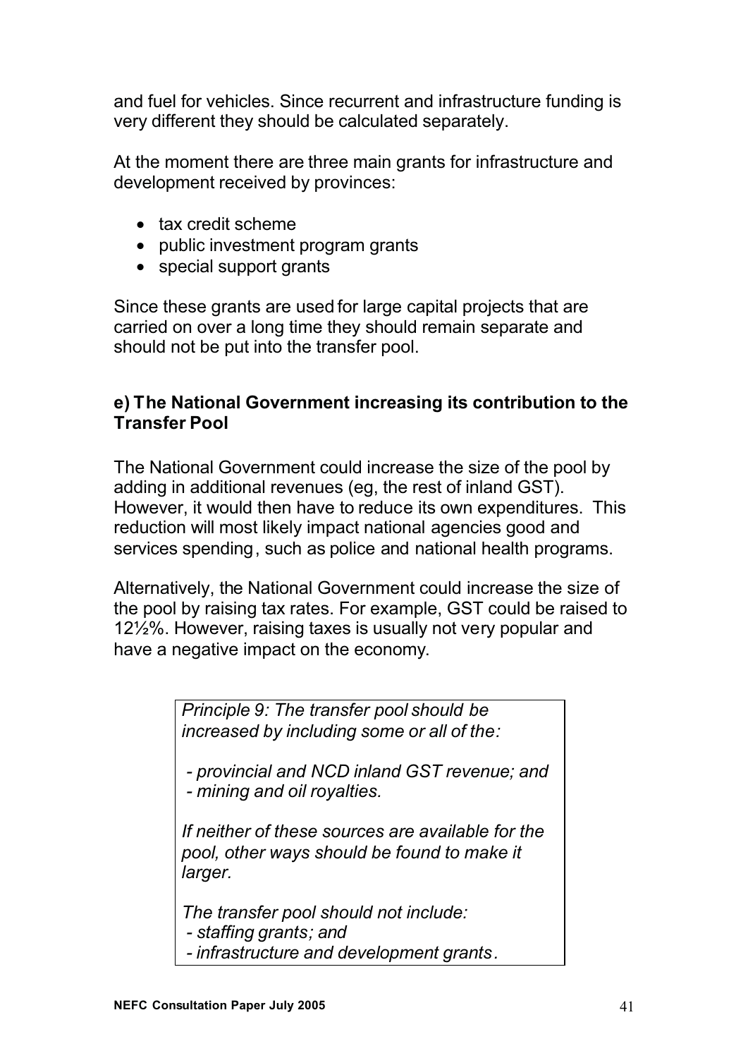and fuel for vehicles. Since recurrent and infrastructure funding is very different they should be calculated separately.

At the moment there are three main grants for infrastructure and development received by provinces:

- tax credit scheme
- public investment program grants
- special support grants

Since these grants are used for large capital projects that are carried on over a long time they should remain separate and should not be put into the transfer pool.

**e) The National Government increasing its contribution to the Transfer Pool**

The National Government could increase the size of the pool by adding in additional revenues (eg, the rest of inland GST). However, it would then have to reduce its own expenditures. This reduction will most likely impact national agencies good and services spending, such as police and national health programs.

Alternatively, the National Government could increase the size of the pool by raising tax rates. For example, GST could be raised to 12½%. However, raising taxes is usually not very popular and have a negative impact on the economy.

> *Principle 9: The transfer pool should be increased by including some or all of the:*
>
> *- provincial and NCD inland GST revenue; and*
> *- mining and oil royalties.*
>
> *If neither of these sources are available for the pool, other ways should be found to make it larger.*
>
> *The transfer pool should not include:*
> *- staffing grants; and*
> *- infrastructure and development grants.*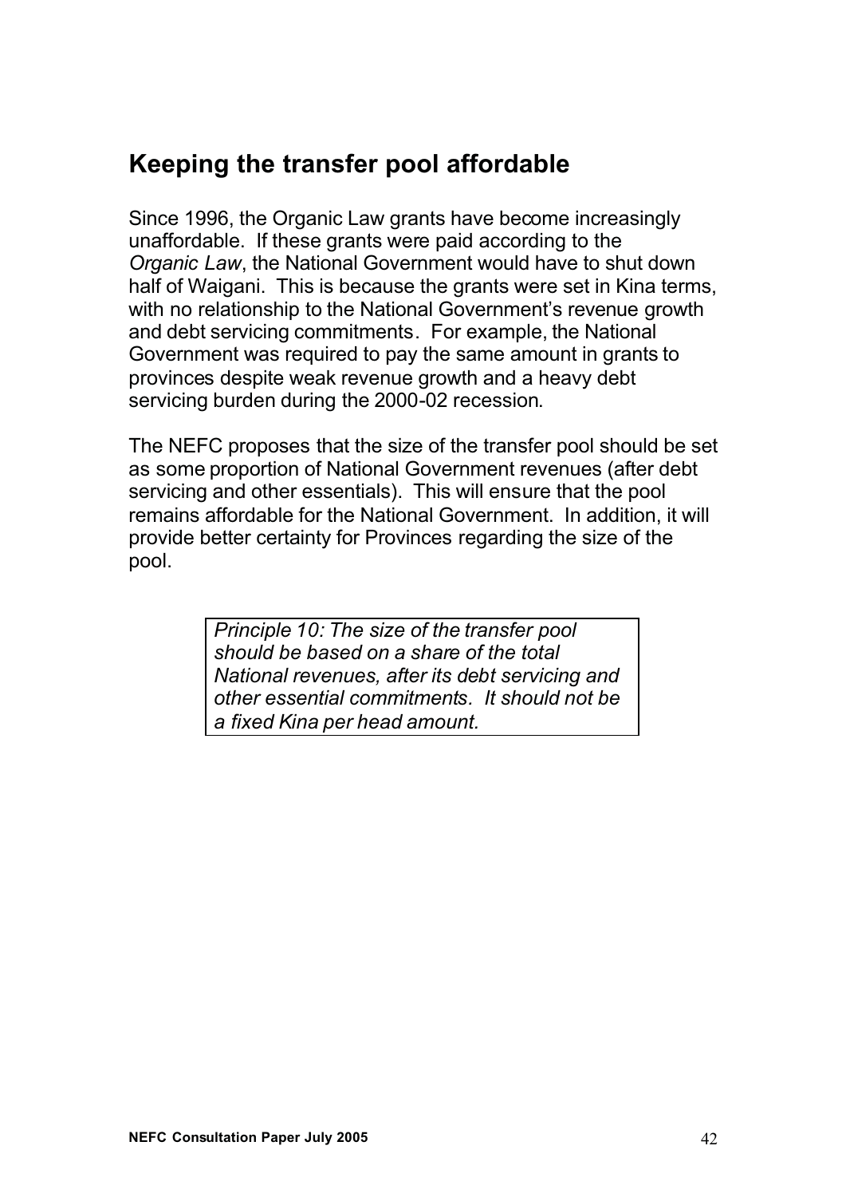## Keeping the transfer pool affordable

Since 1996, the Organic Law grants have become increasingly unaffordable. If these grants were paid according to the *Organic Law*, the National Government would have to shut down half of Waigani. This is because the grants were set in Kina terms, with no relationship to the National Government's revenue growth and debt servicing commitments. For example, the National Government was required to pay the same amount in grants to provinces despite weak revenue growth and a heavy debt servicing burden during the 2000-02 recession.

The NEFC proposes that the size of the transfer pool should be set as some proportion of National Government revenues (after debt servicing and other essentials). This will ensure that the pool remains affordable for the National Government. In addition, it will provide better certainty for Provinces regarding the size of the pool.

> *Principle 10: The size of the transfer pool should be based on a share of the total National revenues, after its debt servicing and other essential commitments. It should not be a fixed Kina per head amount.*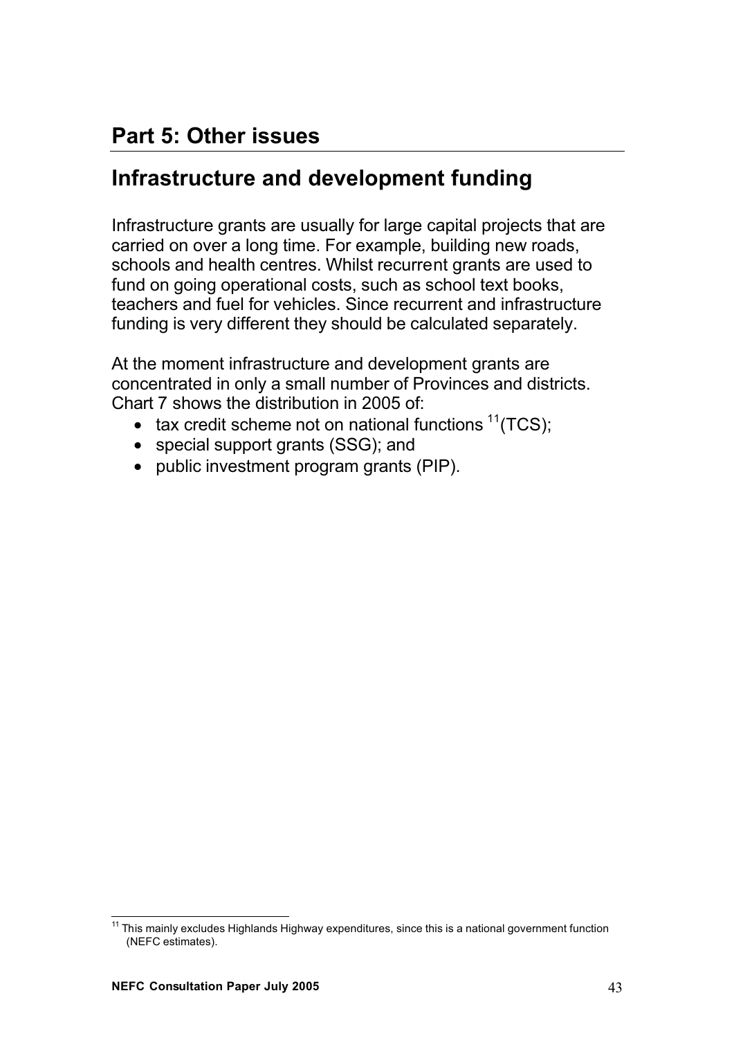# Part 5: Other issues

## Infrastructure and development funding

Infrastructure grants are usually for large capital projects that are carried on over a long time. For example, building new roads, schools and health centres. Whilst recurrent grants are used to fund on going operational costs, such as school text books, teachers and fuel for vehicles. Since recurrent and infrastructure funding is very different they should be calculated separately.

At the moment infrastructure and development grants are concentrated in only a small number of Provinces and districts. Chart 7 shows the distribution in 2005 of:

- tax credit scheme not on national functions [11](TCS);
- special support grants (SSG); and
- public investment program grants (PIP).

[11] This mainly excludes Highlands Highway expenditures, since this is a national government function (NEFC estimates).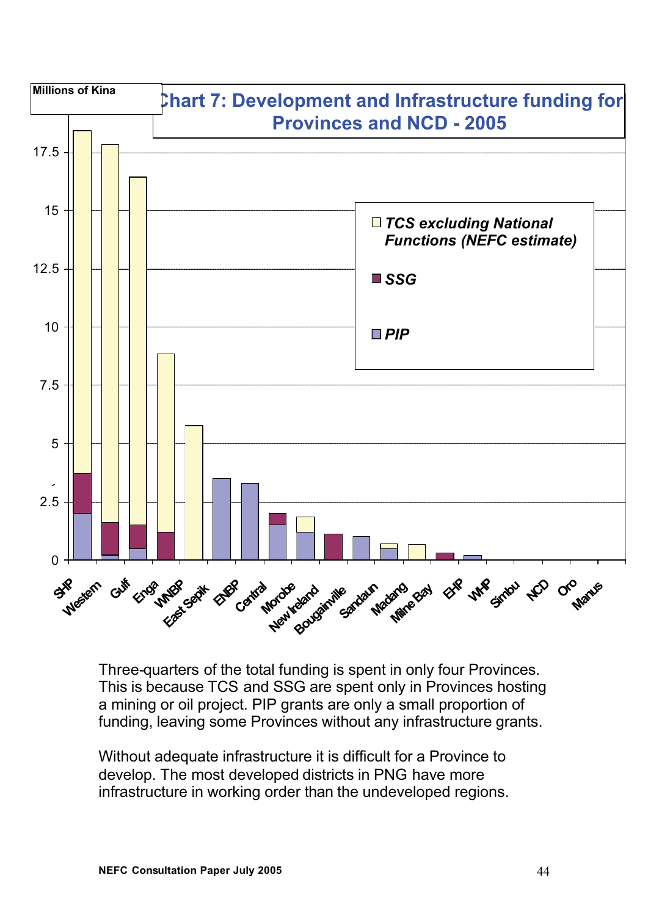**Chart 7: Development and Infrastructure funding for Provinces and NCD - 2005**

Millions of Kina

Legend: TCS excluding National Functions (NEFC estimate); SSG; PIP

Provinces: SHP, Western, Gulf, Enga, WNBP, East Sepik, ENBP, Central, Morobe, New Ireland, Bougainville, Sandaun, Madang, Milne Bay, EHP, WHP, Simbu, NCD, Oro, Manus

Three-quarters of the total funding is spent in only four Provinces. This is because TCS and SSG are spent only in Provinces hosting a mining or oil project. PIP grants are only a small proportion of funding, leaving some Provinces without any infrastructure grants.

Without adequate infrastructure it is difficult for a Province to develop. The most developed districts in PNG have more infrastructure in working order than the undeveloped regions.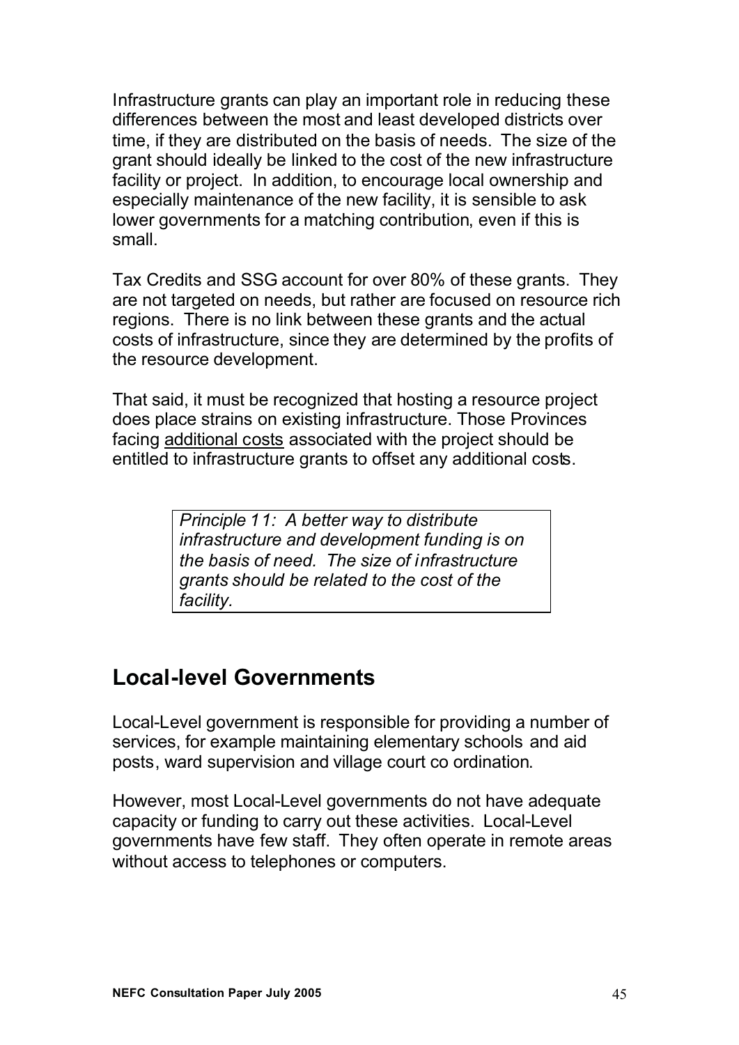Infrastructure grants can play an important role in reducing these differences between the most and least developed districts over time, if they are distributed on the basis of needs. The size of the grant should ideally be linked to the cost of the new infrastructure facility or project. In addition, to encourage local ownership and especially maintenance of the new facility, it is sensible to ask lower governments for a matching contribution, even if this is small.

Tax Credits and SSG account for over 80% of these grants. They are not targeted on needs, but rather are focused on resource rich regions. There is no link between these grants and the actual costs of infrastructure, since they are determined by the profits of the resource development.

That said, it must be recognized that hosting a resource project does place strains on existing infrastructure. Those Provinces facing <u>additional costs</u> associated with the project should be entitled to infrastructure grants to offset any additional costs.

> *Principle 11: A better way to distribute infrastructure and development funding is on the basis of need. The size of infrastructure grants should be related to the cost of the facility.*

## Local-level Governments

Local-Level government is responsible for providing a number of services, for example maintaining elementary schools and aid posts, ward supervision and village court co ordination.

However, most Local-Level governments do not have adequate capacity or funding to carry out these activities. Local-Level governments have few staff. They often operate in remote areas without access to telephones or computers.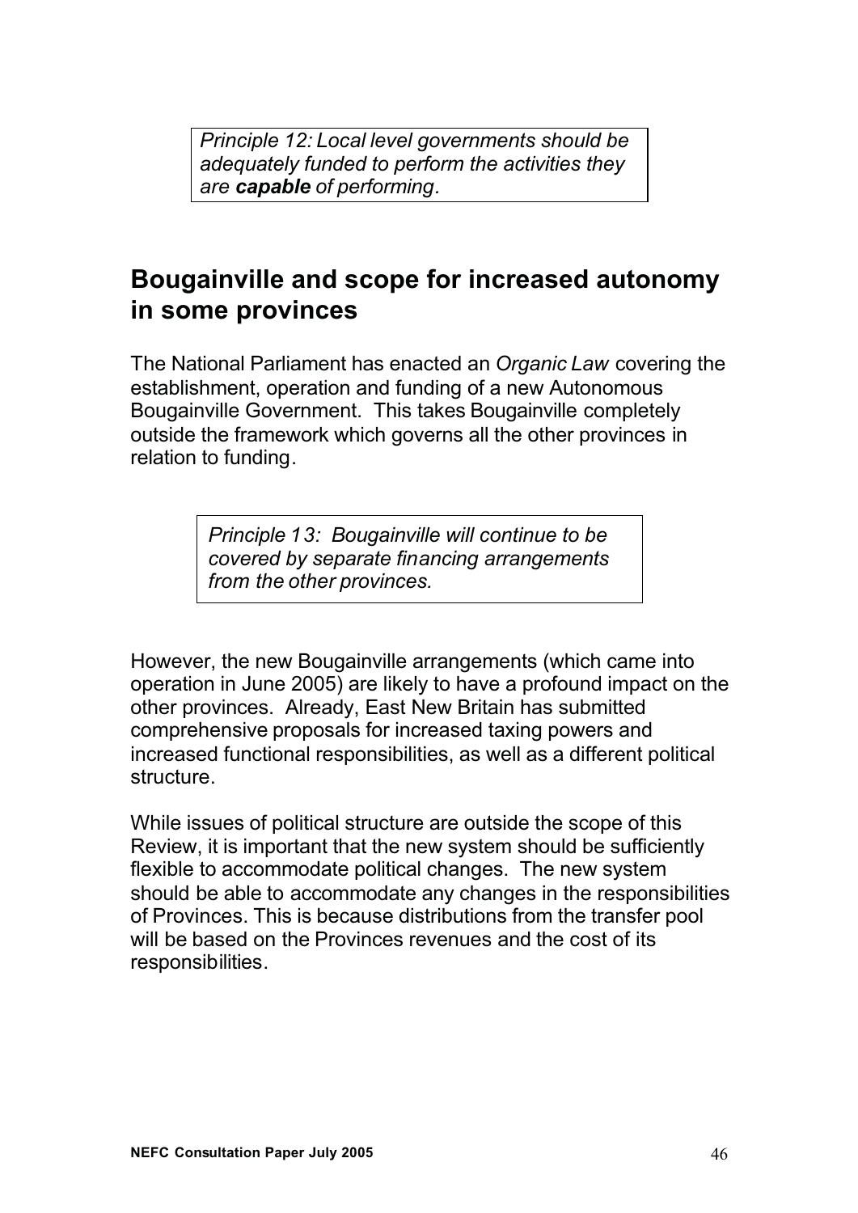*Principle 12: Local level governments should be adequately funded to perform the activities they are **capable** of performing.*

## Bougainville and scope for increased autonomy in some provinces

The National Parliament has enacted an *Organic Law* covering the establishment, operation and funding of a new Autonomous Bougainville Government. This takes Bougainville completely outside the framework which governs all the other provinces in relation to funding.

*Principle 13: Bougainville will continue to be covered by separate financing arrangements from the other provinces.*

However, the new Bougainville arrangements (which came into operation in June 2005) are likely to have a profound impact on the other provinces. Already, East New Britain has submitted comprehensive proposals for increased taxing powers and increased functional responsibilities, as well as a different political structure.

While issues of political structure are outside the scope of this Review, it is important that the new system should be sufficiently flexible to accommodate political changes. The new system should be able to accommodate any changes in the responsibilities of Provinces. This is because distributions from the transfer pool will be based on the Provinces revenues and the cost of its responsibilities.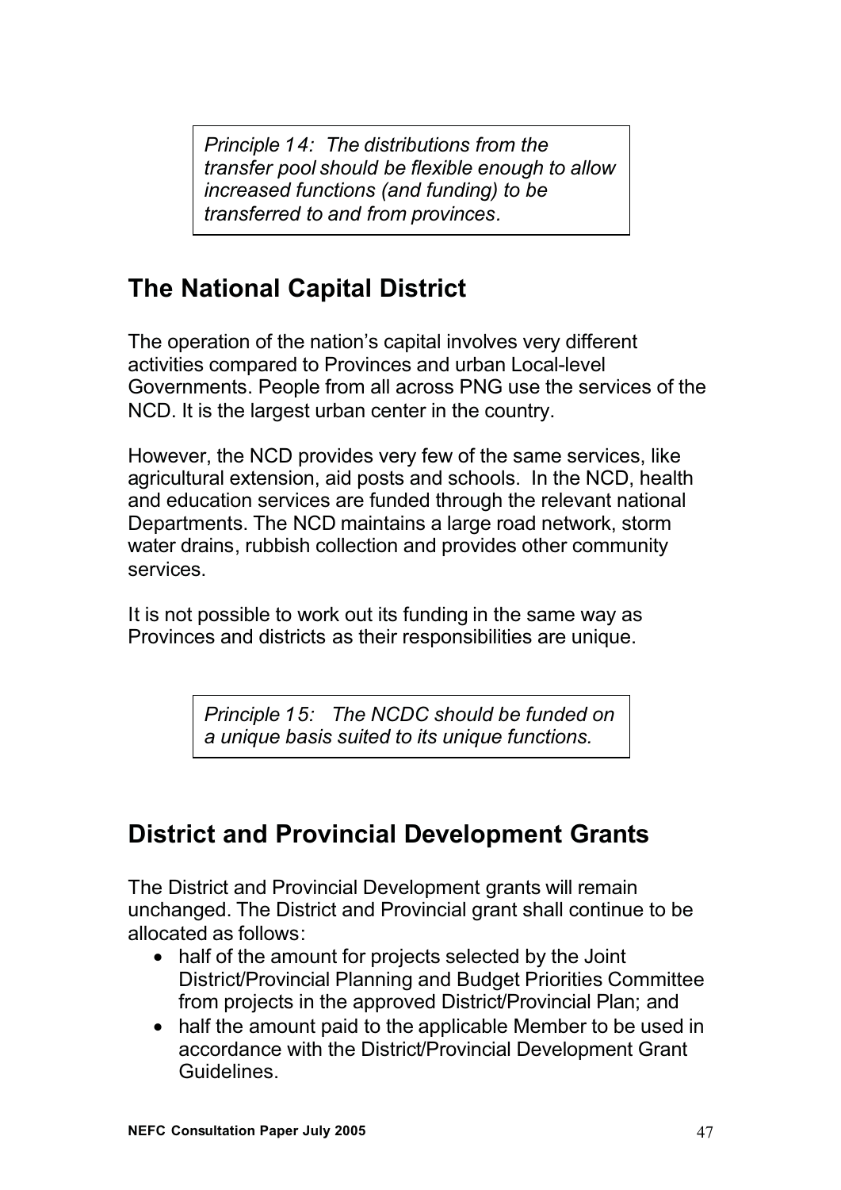> *Principle 14: The distributions from the transfer pool should be flexible enough to allow increased functions (and funding) to be transferred to and from provinces.*

## The National Capital District

The operation of the nation's capital involves very different activities compared to Provinces and urban Local-level Governments. People from all across PNG use the services of the NCD. It is the largest urban center in the country.

However, the NCD provides very few of the same services, like agricultural extension, aid posts and schools. In the NCD, health and education services are funded through the relevant national Departments. The NCD maintains a large road network, storm water drains, rubbish collection and provides other community services.

It is not possible to work out its funding in the same way as Provinces and districts as their responsibilities are unique.

> *Principle 15: The NCDC should be funded on a unique basis suited to its unique functions.*

## District and Provincial Development Grants

The District and Provincial Development grants will remain unchanged. The District and Provincial grant shall continue to be allocated as follows:

- half of the amount for projects selected by the Joint District/Provincial Planning and Budget Priorities Committee from projects in the approved District/Provincial Plan; and
- half the amount paid to the applicable Member to be used in accordance with the District/Provincial Development Grant Guidelines.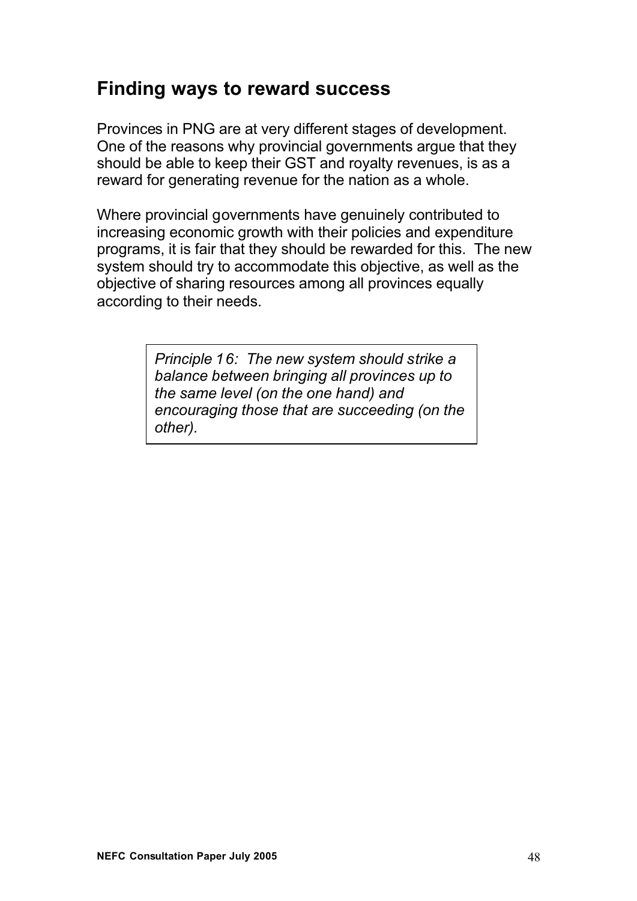## Finding ways to reward success

Provinces in PNG are at very different stages of development. One of the reasons why provincial governments argue that they should be able to keep their GST and royalty revenues, is as a reward for generating revenue for the nation as a whole.

Where provincial governments have genuinely contributed to increasing economic growth with their policies and expenditure programs, it is fair that they should be rewarded for this. The new system should try to accommodate this objective, as well as the objective of sharing resources among all provinces equally according to their needs.

> *Principle 16: The new system should strike a balance between bringing all provinces up to the same level (on the one hand) and encouraging those that are succeeding (on the other).*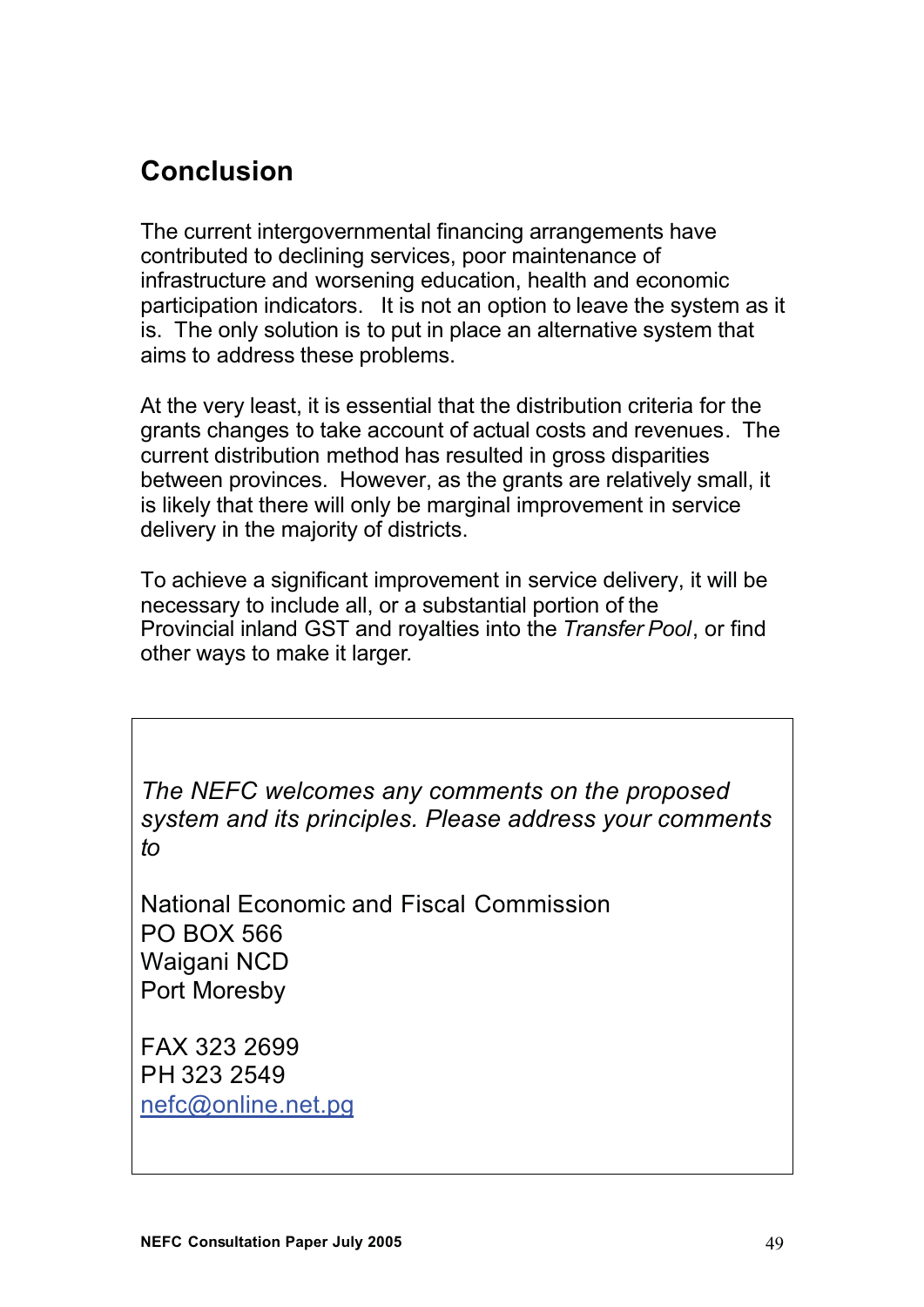## Conclusion

The current intergovernmental financing arrangements have contributed to declining services, poor maintenance of infrastructure and worsening education, health and economic participation indicators. It is not an option to leave the system as it is. The only solution is to put in place an alternative system that aims to address these problems.

At the very least, it is essential that the distribution criteria for the grants changes to take account of actual costs and revenues. The current distribution method has resulted in gross disparities between provinces. However, as the grants are relatively small, it is likely that there will only be marginal improvement in service delivery in the majority of districts.

To achieve a significant improvement in service delivery, it will be necessary to include all, or a substantial portion of the Provincial inland GST and royalties into the *Transfer Pool*, or find other ways to make it larger.

*The NEFC welcomes any comments on the proposed system and its principles. Please address your comments to*

National Economic and Fiscal Commission
PO BOX 566
Waigani NCD
Port Moresby

FAX 323 2699
PH 323 2549
nefc@online.net.pg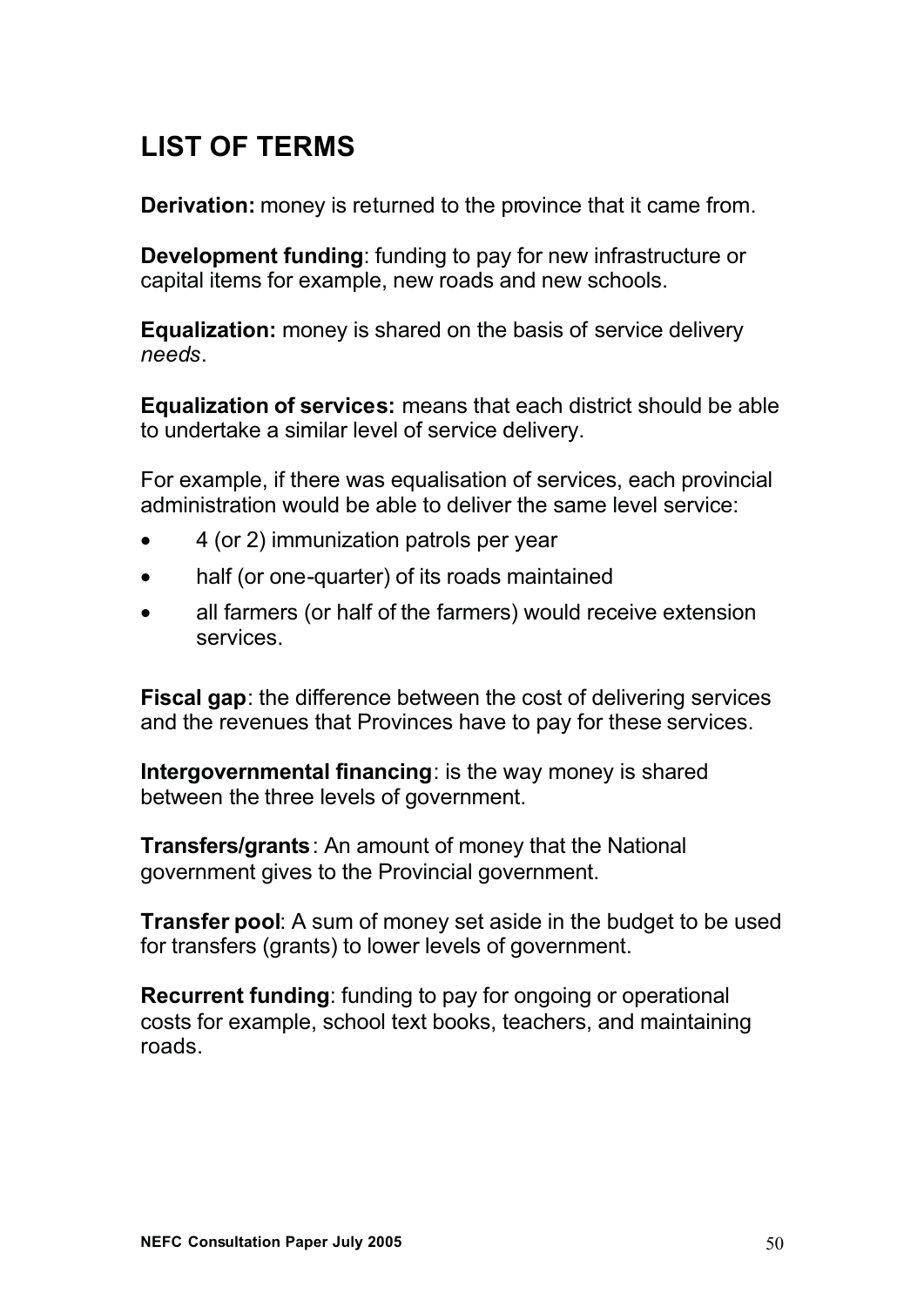# LIST OF TERMS

**Derivation:** money is returned to the province that it came from.

**Development funding**: funding to pay for new infrastructure or capital items for example, new roads and new schools.

**Equalization:** money is shared on the basis of service delivery *needs*.

**Equalization of services:** means that each district should be able to undertake a similar level of service delivery.

For example, if there was equalisation of services, each provincial administration would be able to deliver the same level service:

- 4 (or 2) immunization patrols per year
- half (or one-quarter) of its roads maintained
- all farmers (or half of the farmers) would receive extension services.

**Fiscal gap**: the difference between the cost of delivering services and the revenues that Provinces have to pay for these services.

**Intergovernmental financing**: is the way money is shared between the three levels of government.

**Transfers/grants**: An amount of money that the National government gives to the Provincial government.

**Transfer pool**: A sum of money set aside in the budget to be used for transfers (grants) to lower levels of government.

**Recurrent funding**: funding to pay for ongoing or operational costs for example, school text books, teachers, and maintaining roads.